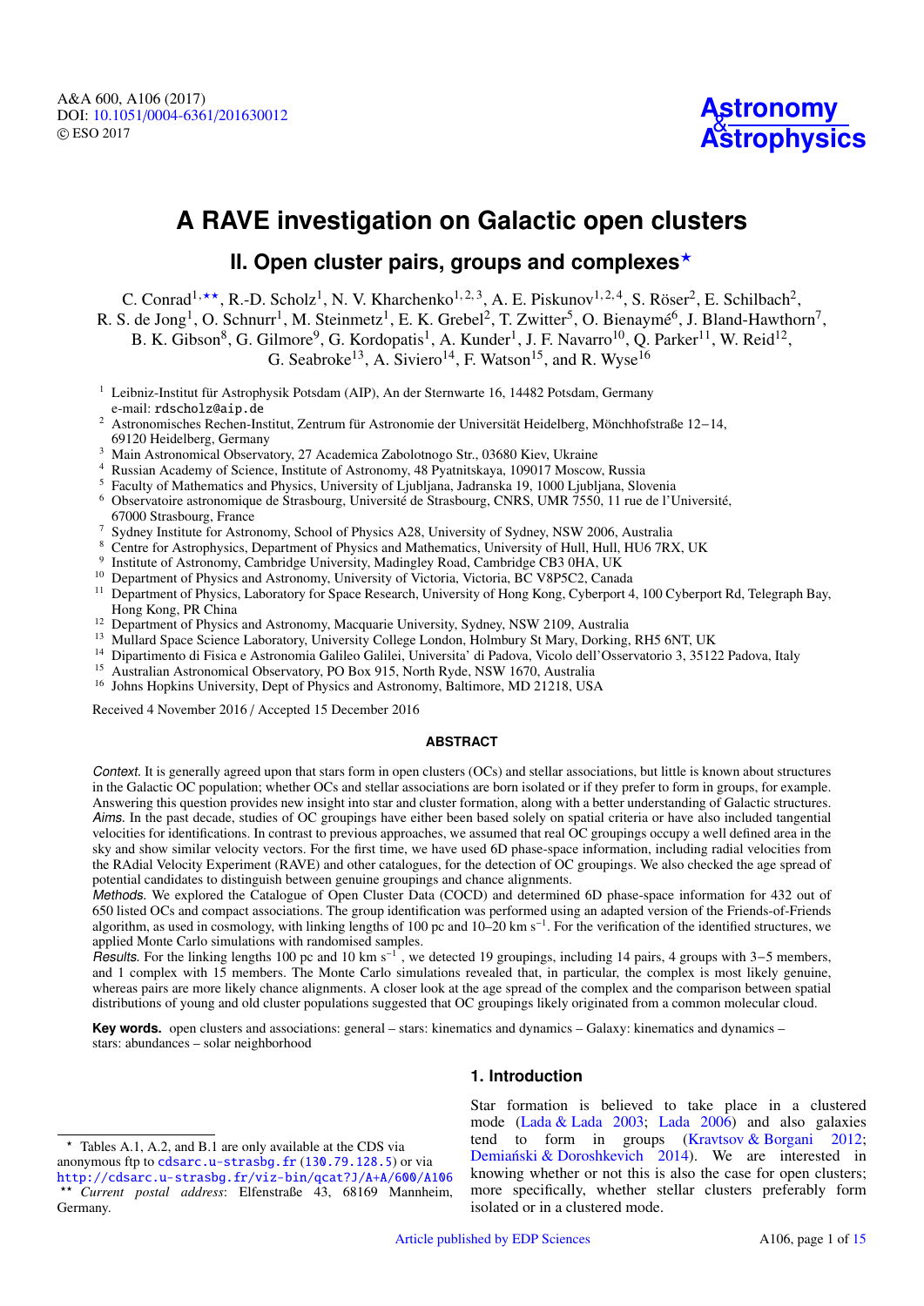# A RAVE investigation on Galactic open clusters

## II. Open cluster pairs, groups and complexes*

C. Conrad[1,**], R.-D. Scholz[1], N. V. Kharchenko[1,2,3], A. E. Piskunov[1,2,4], S. Röser[2], E. Schilbach[2], R. S. de Jong[1], O. Schnurr[1], M. Steinmetz[1], E. K. Grebel[2], T. Zwitter[5], O. Bienaymé[6], J. Bland-Hawthorn[7], B. K. Gibson[8], G. Gilmore[9], G. Kordopatis[1], A. Kunder[1], J. F. Navarro[10], Q. Parker[11], W. Reid[12], G. Seabroke[13], A. Siviero[14], F. Watson[15], and R. Wyse[16]

[1] Leibniz-Institut für Astrophysik Potsdam (AIP), An der Sternwarte 16, 14482 Potsdam, Germany
e-mail: rdscholz@aip.de

[2] Astronomisches Rechen-Institut, Zentrum für Astronomie der Universität Heidelberg, Mönchhofstraße 12–14, 69120 Heidelberg, Germany

[3] Main Astronomical Observatory, 27 Academica Zabolotnogo Str., 03680 Kiev, Ukraine

[4] Russian Academy of Science, Institute of Astronomy, 48 Pyatnitskaya, 109017 Moscow, Russia

[5] Faculty of Mathematics and Physics, University of Ljubljana, Jadranska 19, 1000 Ljubljana, Slovenia

[6] Observatoire astronomique de Strasbourg, Université de Strasbourg, CNRS, UMR 7550, 11 rue de l'Université, 67000 Strasbourg, France

[7] Sydney Institute for Astronomy, School of Physics A28, University of Sydney, NSW 2006, Australia

[8] Centre for Astrophysics, Department of Physics and Mathematics, University of Hull, Hull, HU6 7RX, UK

[9] Institute of Astronomy, Cambridge University, Madingley Road, Cambridge CB3 0HA, UK

[10] Department of Physics and Astronomy, University of Victoria, Victoria, BC V8P5C2, Canada

[11] Department of Physics, Laboratory for Space Research, University of Hong Kong, Cyberport 4, 100 Cyberport Rd, Telegraph Bay, Hong Kong, PR China

[12] Department of Physics and Astronomy, Macquarie University, Sydney, NSW 2109, Australia

[13] Mullard Space Science Laboratory, University College London, Holmbury St Mary, Dorking, RH5 6NT, UK

[14] Dipartimento di Fisica e Astronomia Galileo Galilei, Universita' di Padova, Vicolo dell'Osservatorio 3, 35122 Padova, Italy

[15] Australian Astronomical Observatory, PO Box 915, North Ryde, NSW 1670, Australia

[16] Johns Hopkins University, Dept of Physics and Astronomy, Baltimore, MD 21218, USA

Received 4 November 2016 / Accepted 15 December 2016

### ABSTRACT

*Context.* It is generally agreed upon that stars form in open clusters (OCs) and stellar associations, but little is known about structures in the Galactic OC population; whether OCs and stellar associations are born isolated or if they prefer to form in groups, for example. Answering this question provides new insight into star and cluster formation, along with a better understanding of Galactic structures.

*Aims.* In the past decade, studies of OC groupings have either been based solely on spatial criteria or have also included tangential velocities for identifications. In contrast to previous approaches, we assumed that real OC groupings occupy a well defined area in the sky and show similar velocity vectors. For the first time, we have used 6D phase-space information, including radial velocities from the RAdial Velocity Experiment (RAVE) and other catalogues, for the detection of OC groupings. We also checked the age spread of potential candidates to distinguish between genuine groupings and chance alignments.

*Methods.* We explored the Catalogue of Open Cluster Data (COCD) and determined 6D phase-space information for 432 out of 650 listed OCs and compact associations. The group identification was performed using an adapted version of the Friends-of-Friends algorithm, as used in cosmology, with linking lengths of 100 pc and 10–20 km s$^{-1}$. For the verification of the identified structures, we applied Monte Carlo simulations with randomised samples.

*Results.* For the linking lengths 100 pc and 10 km s$^{-1}$, we detected 19 groupings, including 14 pairs, 4 groups with 3–5 members, and 1 complex with 15 members. The Monte Carlo simulations revealed that, in particular, the complex is most likely genuine, whereas pairs are more likely chance alignments. A closer look at the age spread of the complex and the comparison between spatial distributions of young and old cluster populations suggested that OC groupings likely originated from a common molecular cloud.

**Key words.** open clusters and associations: general – stars: kinematics and dynamics – Galaxy: kinematics and dynamics – stars: abundances – solar neighborhood

## 1. Introduction

Star formation is believed to take place in a clustered mode (Lada & Lada 2003; Lada 2006) and also galaxies tend to form in groups (Kravtsov & Borgani 2012; Demiański & Doroshkevich 2014). We are interested in knowing whether or not this is also the case for open clusters; more specifically, whether stellar clusters preferably form isolated or in a clustered mode.

---

* Tables A.1, A.2, and B.1 are only available at the CDS via anonymous ftp to cdsarc.u-strasbg.fr (130.79.128.5) or via http://cdsarc.u-strasbg.fr/viz-bin/qcat?J/A+A/600/A106

** *Current postal address*: Elfenstraße 43, 68169 Mannheim, Germany.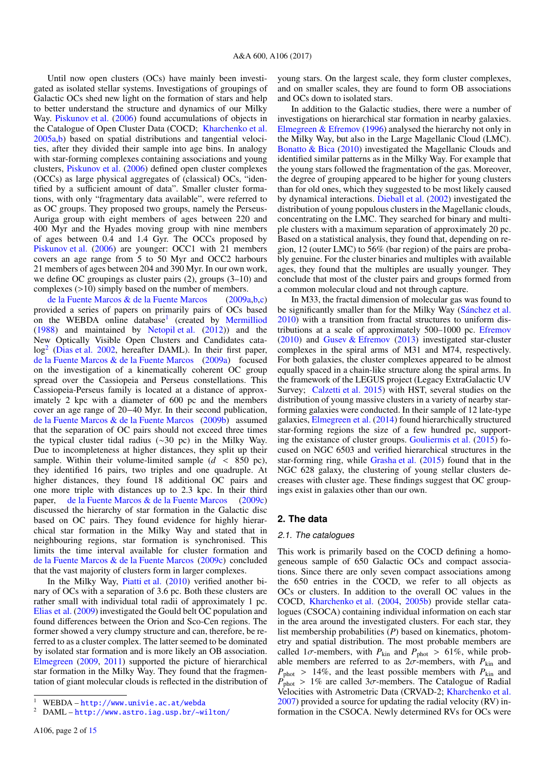Until now open clusters (OCs) have mainly been investigated as isolated stellar systems. Investigations of groupings of Galactic OCs shed new light on the formation of stars and help to better understand the structure and dynamics of our Milky Way. Piskunov et al. (2006) found accumulations of objects in the Catalogue of Open Cluster Data (COCD; Kharchenko et al. 2005a,b) based on spatial distributions and tangential velocities, after they divided their sample into age bins. In analogy with star-forming complexes containing associations and young clusters, Piskunov et al. (2006) defined open cluster complexes (OCCs) as large physical aggregates of (classical) OCs, "identified by a sufficient amount of data". Smaller cluster formations, with only "fragmentary data available", were referred to as OC groups. They proposed two groups, namely the Perseus-Auriga group with eight members of ages between 220 and 400 Myr and the Hyades moving group with nine members of ages between 0.4 and 1.4 Gyr. The OCCs proposed by Piskunov et al. (2006) are younger: OCC1 with 21 members covers an age range from 5 to 50 Myr and OCC2 harbours 21 members of ages between 204 and 390 Myr. In our own work, we define OC groupings as cluster pairs (2), groups (3–10) and complexes (>10) simply based on the number of members.

de la Fuente Marcos & de la Fuente Marcos (2009a,b,c) provided a series of papers on primarily pairs of OCs based on the WEBDA online database[1] (created by Mermilliod (1988) and maintained by Netopil et al. (2012)) and the New Optically Visible Open Clusters and Candidates catalog[2] (Dias et al. 2002, hereafter DAML). In their first paper, de la Fuente Marcos & de la Fuente Marcos (2009a) focused on the investigation of a kinematically coherent OC group spread over the Cassiopeia and Perseus constellations. This Cassiopeia-Perseus family is located at a distance of approximately 2 kpc with a diameter of 600 pc and the members cover an age range of 20−40 Myr. In their second publication, de la Fuente Marcos & de la Fuente Marcos (2009b) assumed that the separation of OC pairs should not exceed three times the typical cluster tidal radius (∼30 pc) in the Milky Way. Due to incompleteness at higher distances, they split up their sample. Within their volume-limited sample ($d$ < 850 pc), they identified 16 pairs, two triples and one quadruple. At higher distances, they found 18 additional OC pairs and one more triple with distances up to 2.3 kpc. In their third paper, de la Fuente Marcos & de la Fuente Marcos (2009c) discussed the hierarchy of star formation in the Galactic disc based on OC pairs. They found evidence for highly hierarchical star formation in the Milky Way and stated that in neighbouring regions, star formation is synchronised. This limits the time interval available for cluster formation and de la Fuente Marcos & de la Fuente Marcos (2009c) concluded that the vast majority of clusters form in larger complexes.

In the Milky Way, Piatti et al. (2010) verified another binary of OCs with a separation of 3.6 pc. Both these clusters are rather small with individual total radii of approximately 1 pc. Elias et al. (2009) investigated the Gould belt OC population and found differences between the Orion and Sco-Cen regions. The former showed a very clumpy structure and can, therefore, be referred to as a cluster complex. The latter seemed to be dominated by isolated star formation and is more likely an OB association. Elmegreen (2009, 2011) supported the picture of hierarchical star formation in the Milky Way. They found that the fragmentation of giant molecular clouds is reflected in the distribution of young stars. On the largest scale, they form cluster complexes, and on smaller scales, they are found to form OB associations and OCs down to isolated stars.

In addition to the Galactic studies, there were a number of investigations on hierarchical star formation in nearby galaxies. Elmegreen & Efremov (1996) analysed the hierarchy not only in the Milky Way, but also in the Large Magellanic Cloud (LMC). Bonatto & Bica (2010) investigated the Magellanic Clouds and identified similar patterns as in the Milky Way. For example that the young stars followed the fragmentation of the gas. Moreover, the degree of grouping appeared to be higher for young clusters than for old ones, which they suggested to be most likely caused by dynamical interactions. Dieball et al. (2002) investigated the distribution of young populous clusters in the Magellanic clouds, concentrating on the LMC. They searched for binary and multiple clusters with a maximum separation of approximately 20 pc. Based on a statistical analysis, they found that, depending on region, 12 (outer LMC) to 56% (bar region) of the pairs are probably genuine. For the cluster binaries and multiples with available ages, they found that the multiples are usually younger. They conclude that most of the cluster pairs and groups formed from a common molecular cloud and not through capture.

In M33, the fractal dimension of molecular gas was found to be significantly smaller than for the Milky Way (Sánchez et al. 2010) with a transition from fractal structures to uniform distributions at a scale of approximately 500–1000 pc. Efremov (2010) and Gusev & Efremov (2013) investigated star-cluster complexes in the spiral arms of M31 and M74, respectively. For both galaxies, the cluster complexes appeared to be almost equally spaced in a chain-like structure along the spiral arms. In the framework of the LEGUS project (Legacy ExtraGalactic UV Survey; Calzetti et al. 2015) with HST, several studies on the distribution of young massive clusters in a variety of nearby star-forming galaxies were conducted. In their sample of 12 late-type galaxies, Elmegreen et al. (2014) found hierarchically structured star-forming regions the size of a few hundred pc, supporting the existance of cluster groups. Gouliermis et al. (2015) focused on NGC 6503 and verified hierarchical structures in the star-forming ring, while Grasha et al. (2015) found that in the NGC 628 galaxy, the clustering of young stellar clusters decreases with cluster age. These findings suggest that OC groupings exist in galaxies other than our own.

## 2. The data

### 2.1. The catalogues

This work is primarily based on the COCD defining a homogeneous sample of 650 Galactic OCs and compact associations. Since there are only seven compact associations among the 650 entries in the COCD, we refer to all objects as OCs or clusters. In addition to the overall OC values in the COCD, Kharchenko et al. (2004, 2005b) provide stellar catalogues (CSOCA) containing individual information on each star in the area around the investigated clusters. For each star, they list membership probabilities ($P$) based on kinematics, photometry and spatial distribution. The most probable members are called 1$\sigma$-members, with $P_{\rm kin}$ and $P_{\rm phot}$ > 61%, while probable members are referred to as 2$\sigma$-members, with $P_{\rm kin}$ and $P_{\rm phot}$ > 14%, and the least possible members with $P_{\rm kin}$ and $P_{\rm phot}$ > 1% are called 3$\sigma$-members. The Catalogue of Radial Velocities with Astrometric Data (CRVAD-2; Kharchenko et al. 2007) provided a source for updating the radial velocity (RV) information in the CSOCA. Newly determined RVs for OCs were

[1] WEBDA – http://www.univie.ac.at/webda

[2] DAML – http://www.astro.iag.usp.br/~wilton/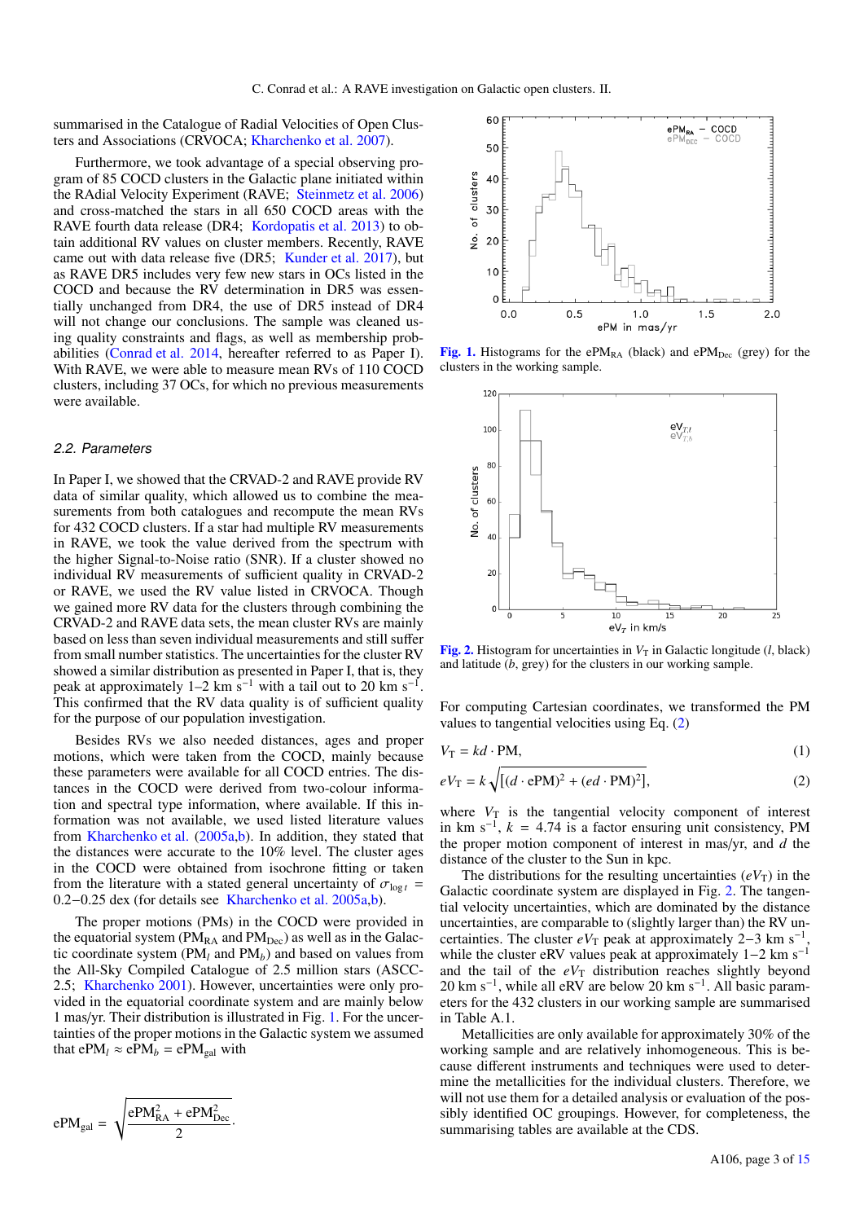summarised in the Catalogue of Radial Velocities of Open Clusters and Associations (CRVOCA; Kharchenko et al. 2007).

Furthermore, we took advantage of a special observing program of 85 COCD clusters in the Galactic plane initiated within the RAdial Velocity Experiment (RAVE; Steinmetz et al. 2006) and cross-matched the stars in all 650 COCD areas with the RAVE fourth data release (DR4; Kordopatis et al. 2013) to obtain additional RV values on cluster members. Recently, RAVE came out with data release five (DR5; Kunder et al. 2017), but as RAVE DR5 includes very few new stars in OCs listed in the COCD and because the RV determination in DR5 was essentially unchanged from DR4, the use of DR5 instead of DR4 will not change our conclusions. The sample was cleaned using quality constraints and flags, as well as membership probabilities (Conrad et al. 2014, hereafter referred to as Paper I). With RAVE, we were able to measure mean RVs of 110 COCD clusters, including 37 OCs, for which no previous measurements were available.

### 2.2. Parameters

In Paper I, we showed that the CRVAD-2 and RAVE provide RV data of similar quality, which allowed us to combine the measurements from both catalogues and recompute the mean RVs for 432 COCD clusters. If a star had multiple RV measurements in RAVE, we took the value derived from the spectrum with the higher Signal-to-Noise ratio (SNR). If a cluster showed no individual RV measurements of sufficient quality in CRVAD-2 or RAVE, we used the RV value listed in CRVOCA. Though we gained more RV data for the clusters through combining the CRVAD-2 and RAVE data sets, the mean cluster RVs are mainly based on less than seven individual measurements and still suffer from small number statistics. The uncertainties for the cluster RV showed a similar distribution as presented in Paper I, that is, they peak at approximately 1–2 km s$^{-1}$ with a tail out to 20 km s$^{-1}$. This confirmed that the RV data quality is of sufficient quality for the purpose of our population investigation.

Besides RVs we also needed distances, ages and proper motions, which were taken from the COCD, mainly because these parameters were available for all COCD entries. The distances in the COCD were derived from two-colour information and spectral type information, where available. If this information was not available, we used listed literature values from Kharchenko et al. (2005a,b). In addition, they stated that the distances were accurate to the 10% level. The cluster ages in the COCD were obtained from isochrone fitting or taken from the literature with a stated general uncertainty of $\sigma_{\log t}$ = 0.2−0.25 dex (for details see Kharchenko et al. 2005a,b).

The proper motions (PMs) in the COCD were provided in the equatorial system ($\mathrm{PM_{RA}}$ and $\mathrm{PM_{Dec}}$) as well as in the Galactic coordinate system ($\mathrm{PM}_l$ and $\mathrm{PM}_b$) and based on values from the All-Sky Compiled Catalogue of 2.5 million stars (ASCC-2.5; Kharchenko 2001). However, uncertainties were only provided in the equatorial coordinate system and are mainly below 1 mas/yr. Their distribution is illustrated in Fig. 1. For the uncertainties of the proper motions in the Galactic system we assumed that $\mathrm{ePM}_l \approx \mathrm{ePM}_b = \mathrm{ePM_{gal}}$ with

$$\mathrm{ePM_{gal}} = \sqrt{\frac{\mathrm{ePM_{RA}^2} + \mathrm{ePM_{Dec}^2}}{2}}.$$

**Fig. 1.** Histograms for the $\mathrm{ePM_{RA}}$ (black) and $\mathrm{ePM_{Dec}}$ (grey) for the clusters in the working sample.

**Fig. 2.** Histogram for uncertainties in $V_\mathrm{T}$ in Galactic longitude ($l$, black) and latitude ($b$, grey) for the clusters in our working sample.

For computing Cartesian coordinates, we transformed the PM values to tangential velocities using Eq. (2)

$$V_\mathrm{T} = kd \cdot \mathrm{PM}, \tag{1}$$

$$eV_\mathrm{T} = k\sqrt{[(d \cdot \mathrm{ePM})^2 + (ed \cdot \mathrm{PM})^2]}, \tag{2}$$

where $V_\mathrm{T}$ is the tangential velocity component of interest in km s$^{-1}$, $k$ = 4.74 is a factor ensuring unit consistency, PM the proper motion component of interest in mas/yr, and $d$ the distance of the cluster to the Sun in kpc.

The distributions for the resulting uncertainties ($eV_\mathrm{T}$) in the Galactic coordinate system are displayed in Fig. 2. The tangential velocity uncertainties, which are dominated by the distance uncertainties, are comparable to (slightly larger than) the RV uncertainties. The cluster $eV_\mathrm{T}$ peak at approximately 2−3 km s$^{-1}$, while the cluster eRV values peak at approximately 1−2 km s$^{-1}$ and the tail of the $eV_\mathrm{T}$ distribution reaches slightly beyond 20 km s$^{-1}$, while all eRV are below 20 km s$^{-1}$. All basic parameters for the 432 clusters in our working sample are summarised in Table A.1.

Metallicities are only available for approximately 30% of the working sample and are relatively inhomogeneous. This is because different instruments and techniques were used to determine the metallicities for the individual clusters. Therefore, we will not use them for a detailed analysis or evaluation of the possibly identified OC groupings. However, for completeness, the summarising tables are available at the CDS.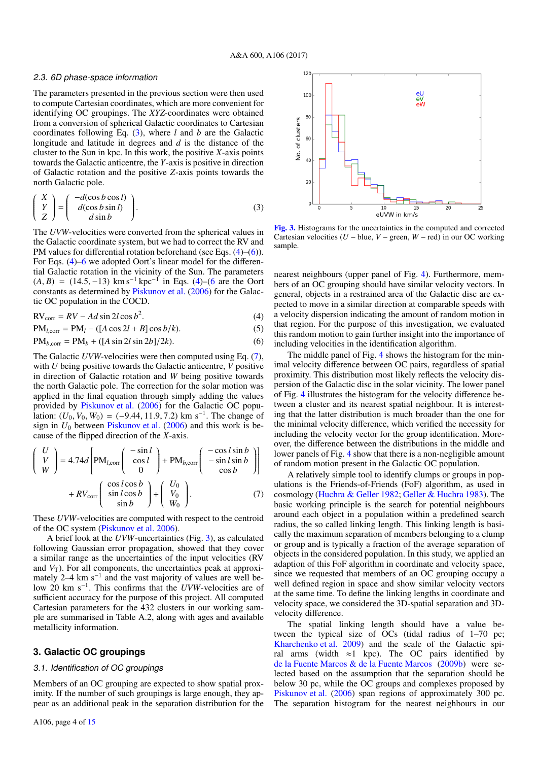### 2.3. 6D phase-space information

The parameters presented in the previous section were then used to compute Cartesian coordinates, which are more convenient for identifying OC groupings. The *XYZ*-coordinates were obtained from a conversion of spherical Galactic coordinates to Cartesian coordinates following Eq. (3), where $l$ and $b$ are the Galactic longitude and latitude in degrees and $d$ is the distance of the cluster to the Sun in kpc. In this work, the positive $X$-axis points towards the Galactic anticentre, the $Y$-axis is positive in direction of Galactic rotation and the positive $Z$-axis points towards the north Galactic pole.

$$\begin{pmatrix} X \\ Y \\ Z \end{pmatrix} = \begin{pmatrix} -d(\cos b \cos l) \\ d(\cos b \sin l) \\ d \sin b \end{pmatrix}. \tag{3}$$

The *UVW*-velocities were converted from the spherical values in the Galactic coordinate system, but we had to correct the RV and PM values for differential rotation beforehand (see Eqs. (4)–(6)). For Eqs. (4)–6 we adopted Oort's linear model for the differential Galactic rotation in the vicinity of the Sun. The parameters $(A, B) = (14.5, -13)$ km s$^{-1}$ kpc$^{-1}$ in Eqs. (4)–(6 are the Oort constants as determined by Piskunov et al. (2006) for the Galactic OC population in the COCD.

$$\mathrm{RV_{corr}} = RV - Ad \sin 2l \cos b^2. \tag{4}$$

$$\mathrm{PM}_{l,\mathrm{corr}} = \mathrm{PM}_l - ([A \cos 2l + B] \cos b/k). \tag{5}$$

$$\mathrm{PM}_{b,\mathrm{corr}} = \mathrm{PM}_b + ([A \sin 2l \sin 2b]/2k). \tag{6}$$

The Galactic *UVW*-velocities were then computed using Eq. (7), with $U$ being positive towards the Galactic anticentre, $V$ positive in direction of Galactic rotation and $W$ being positive towards the north Galactic pole. The correction for the solar motion was applied in the final equation through simply adding the values provided by Piskunov et al. (2006) for the Galactic OC population: $(U_0, V_0, W_0) = (-9.44, 11.9, 7.2)$ km s$^{-1}$. The change of sign in $U_0$ between Piskunov et al. (2006) and this work is because of the flipped direction of the $X$-axis.

$$\begin{pmatrix} U \\ V \\ W \end{pmatrix} = 4.74d \left[ \mathrm{PM}_{l,\mathrm{corr}} \begin{pmatrix} -\sin l \\ \cos l \\ 0 \end{pmatrix} + \mathrm{PM}_{b,\mathrm{corr}} \begin{pmatrix} -\cos l \sin b \\ -\sin l \sin b \\ \cos b \end{pmatrix} \right]$$
$$+ RV_{\mathrm{corr}} \begin{pmatrix} \cos l \cos b \\ \sin l \cos b \\ \sin b \end{pmatrix} + \begin{pmatrix} U_0 \\ V_0 \\ W_0 \end{pmatrix}. \tag{7}$$

These *UVW*-velocities are computed with respect to the centroid of the OC system (Piskunov et al. 2006).

A brief look at the *UVW*-uncertainties (Fig. 3), as calculated following Gaussian error propagation, showed that they cover a similar range as the uncertainties of the input velocities (RV and $V_\mathrm{T}$). For all components, the uncertainties peak at approximately 2–4 km s$^{-1}$ and the vast majority of values are well below 20 km s$^{-1}$. This confirms that the *UVW*-velocities are of sufficient accuracy for the purpose of this project. All computed Cartesian parameters for the 432 clusters in our working sample are summarised in Table A.2, along with ages and available metallicity information.

120
100
80
60
40
20
0
No. of clusters
0
5
10
15
20
25
eUVW in km/s
eU
eV
eW

**Fig. 3.** Histograms for the uncertainties in the computed and corrected Cartesian velocities ($U$ – blue, $V$ – green, $W$ – red) in our OC working sample.

## 3. Galactic OC groupings

### 3.1. Identification of OC groupings

Members of an OC grouping are expected to show spatial proximity. If the number of such groupings is large enough, they appear as an additional peak in the separation distribution for the nearest neighbours (upper panel of Fig. 4). Furthermore, members of an OC grouping should have similar velocity vectors. In general, objects in a restrained area of the Galactic disc are expected to move in a similar direction at comparable speeds with a velocity dispersion indicating the amount of random motion in that region. For the purpose of this investigation, we evaluated this random motion to gain further insight into the importance of including velocities in the identification algorithm.

The middle panel of Fig. 4 shows the histogram for the minimal velocity difference between OC pairs, regardless of spatial proximity. This distribution most likely reflects the velocity dispersion of the Galactic disc in the solar vicinity. The lower panel of Fig. 4 illustrates the histogram for the velocity difference between a cluster and its nearest spatial neighbour. It is interesting that the latter distribution is much broader than the one for the minimal velocity difference, which verified the necessity for including the velocity vector for the group identification. Moreover, the difference between the distributions in the middle and lower panels of Fig. 4 show that there is a non-negligible amount of random motion present in the Galactic OC population.

A relatively simple tool to identify clumps or groups in populations is the Friends-of-Friends (FoF) algorithm, as used in cosmology (Huchra & Geller 1982; Geller & Huchra 1983). The basic working principle is the search for potential neighbours around each object in a population within a predefined search radius, the so called linking length. This linking length is basically the maximum separation of members belonging to a clump or group and is typically a fraction of the average separation of objects in the considered population. In this study, we applied an adaption of this FoF algorithm in coordinate and velocity space, since we requested that members of an OC grouping occupy a well defined region in space and show similar velocity vectors at the same time. To define the linking lengths in coordinate and velocity space, we considered the 3D-spatial separation and 3D-velocity difference.

The spatial linking length should have a value between the typical size of OCs (tidal radius of 1–70 pc; Kharchenko et al. 2009) and the scale of the Galactic spiral arms (width ≈1 kpc). The OC pairs identified by de la Fuente Marcos & de la Fuente Marcos (2009b) were selected based on the assumption that the separation should be below 30 pc, while the OC groups and complexes proposed by Piskunov et al. (2006) span regions of approximately 300 pc. The separation histogram for the nearest neighbours in our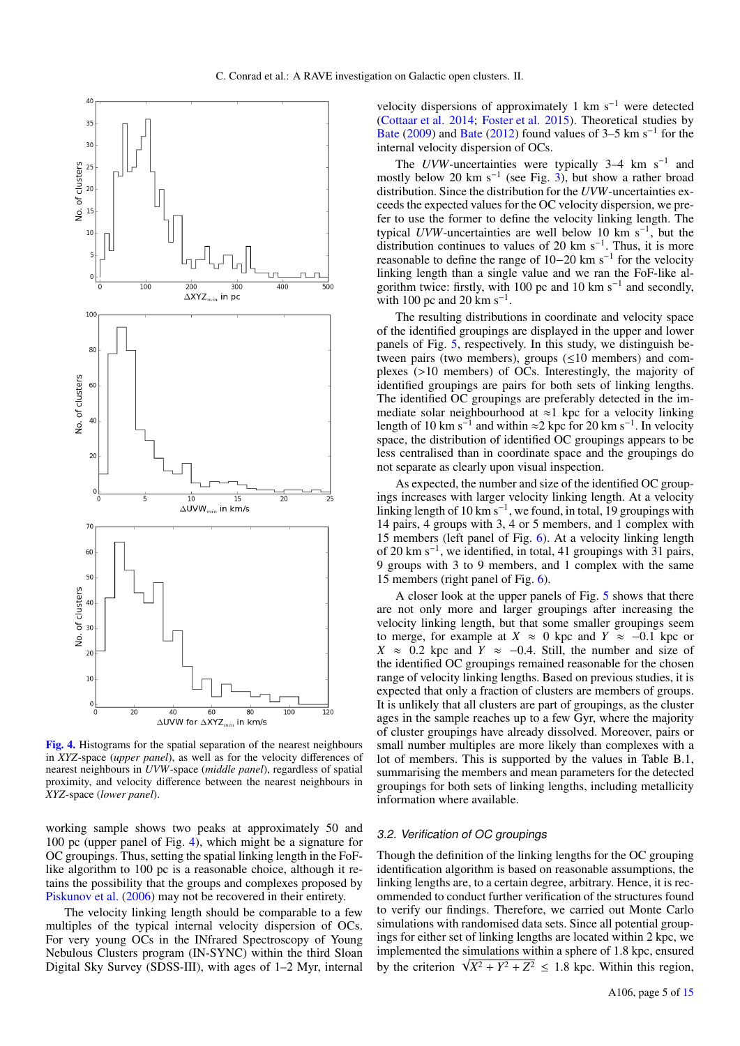**Fig. 4.** Histograms for the spatial separation of the nearest neighbours in *XYZ*-space (*upper panel*), as well as for the velocity differences of nearest neighbours in *UVW*-space (*middle panel*), regardless of spatial proximity, and velocity difference between the nearest neighbours in *XYZ*-space (*lower panel*).

working sample shows two peaks at approximately 50 and 100 pc (upper panel of Fig. 4), which might be a signature for OC groupings. Thus, setting the spatial linking length in the FoF-like algorithm to 100 pc is a reasonable choice, although it retains the possibility that the groups and complexes proposed by Piskunov et al. (2006) may not be recovered in their entirety.

The velocity linking length should be comparable to a few multiples of the typical internal velocity dispersion of OCs. For very young OCs in the INfrared Spectroscopy of Young Nebulous Clusters program (IN-SYNC) within the third Sloan Digital Sky Survey (SDSS-III), with ages of 1–2 Myr, internal velocity dispersions of approximately 1 km s$^{-1}$ were detected (Cottaar et al. 2014; Foster et al. 2015). Theoretical studies by Bate (2009) and Bate (2012) found values of 3–5 km s$^{-1}$ for the internal velocity dispersion of OCs.

The *UVW*-uncertainties were typically 3–4 km s$^{-1}$ and mostly below 20 km s$^{-1}$ (see Fig. 3), but show a rather broad distribution. Since the distribution for the *UVW*-uncertainties exceeds the expected values for the OC velocity dispersion, we prefer to use the former to define the velocity linking length. The typical *UVW*-uncertainties are well below 10 km s$^{-1}$, but the distribution continues to values of 20 km s$^{-1}$. Thus, it is more reasonable to define the range of 10−20 km s$^{-1}$ for the velocity linking length than a single value and we ran the FoF-like algorithm twice: firstly, with 100 pc and 10 km s$^{-1}$ and secondly, with 100 pc and 20 km s$^{-1}$.

The resulting distributions in coordinate and velocity space of the identified groupings are displayed in the upper and lower panels of Fig. 5, respectively. In this study, we distinguish between pairs (two members), groups (≤10 members) and complexes (>10 members) of OCs. Interestingly, the majority of identified groupings are pairs for both sets of linking lengths. The identified OC groupings are preferably detected in the immediate solar neighbourhood at ≈1 kpc for a velocity linking length of 10 km s$^{-1}$ and within ≈2 kpc for 20 km s$^{-1}$. In velocity space, the distribution of identified OC groupings appears to be less centralised than in coordinate space and the groupings do not separate as clearly upon visual inspection.

As expected, the number and size of the identified OC groupings increases with larger velocity linking length. At a velocity linking length of 10 km s$^{-1}$, we found, in total, 19 groupings with 14 pairs, 4 groups with 3, 4 or 5 members, and 1 complex with 15 members (left panel of Fig. 6). At a velocity linking length of 20 km s$^{-1}$, we identified, in total, 41 groupings with 31 pairs, 9 groups with 3 to 9 members, and 1 complex with the same 15 members (right panel of Fig. 6).

A closer look at the upper panels of Fig. 5 shows that there are not only more and larger groupings after increasing the velocity linking length, but that some smaller groupings seem to merge, for example at $X \approx 0$ kpc and $Y \approx -0.1$ kpc or $X \approx 0.2$ kpc and $Y \approx -0.4$. Still, the number and size of the identified OC groupings remained reasonable for the chosen range of velocity linking lengths. Based on previous studies, it is expected that only a fraction of clusters are members of groups. It is unlikely that all clusters are part of groupings, as the cluster ages in the sample reaches up to a few Gyr, where the majority of cluster groupings have already dissolved. Moreover, pairs or small number multiples are more likely than complexes with a lot of members. This is supported by the values in Table B.1, summarising the members and mean parameters for the detected groupings for both sets of linking lengths, including metallicity information where available.

### 3.2. Verification of OC groupings

Though the definition of the linking lengths for the OC grouping identification algorithm is based on reasonable assumptions, the linking lengths are, to a certain degree, arbitrary. Hence, it is recommended to conduct further verification of the structures found to verify our findings. Therefore, we carried out Monte Carlo simulations with randomised data sets. Since all potential groupings for either set of linking lengths are located within 2 kpc, we implemented the simulations within a sphere of 1.8 kpc, ensured by the criterion $\sqrt{X^2 + Y^2 + Z^2} \leq 1.8$ kpc. Within this region,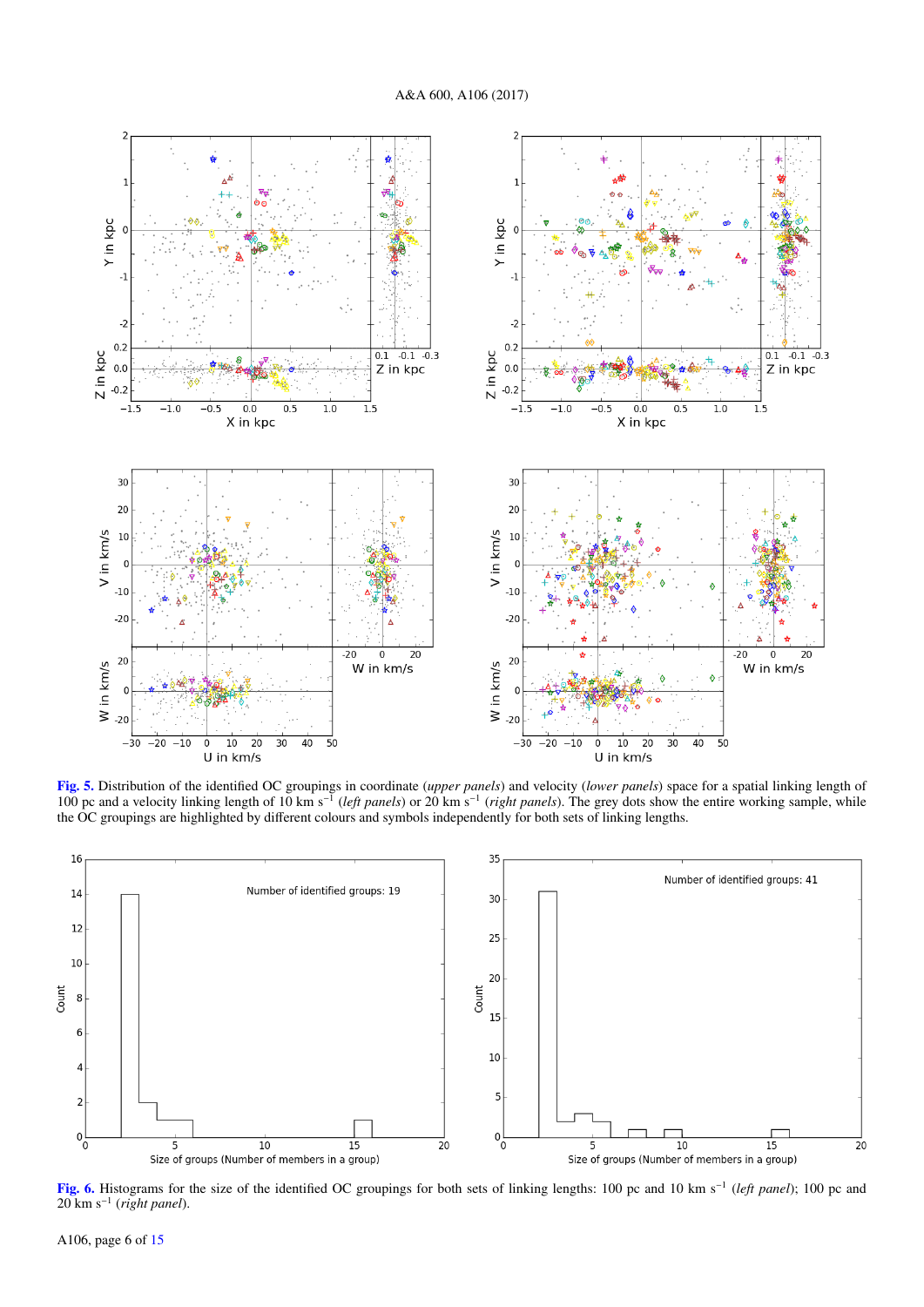**Fig. 5.** Distribution of the identified OC groupings in coordinate (*upper panels*) and velocity (*lower panels*) space for a spatial linking length of 100 pc and a velocity linking length of 10 km $s^{-1}$ (*left panels*) or 20 km $s^{-1}$ (*right panels*). The grey dots show the entire working sample, while the OC groupings are highlighted by different colours and symbols independently for both sets of linking lengths.

**Fig. 6.** Histograms for the size of the identified OC groupings for both sets of linking lengths: 100 pc and 10 km $s^{-1}$ (*left panel*); 100 pc and 20 km $s^{-1}$ (*right panel*).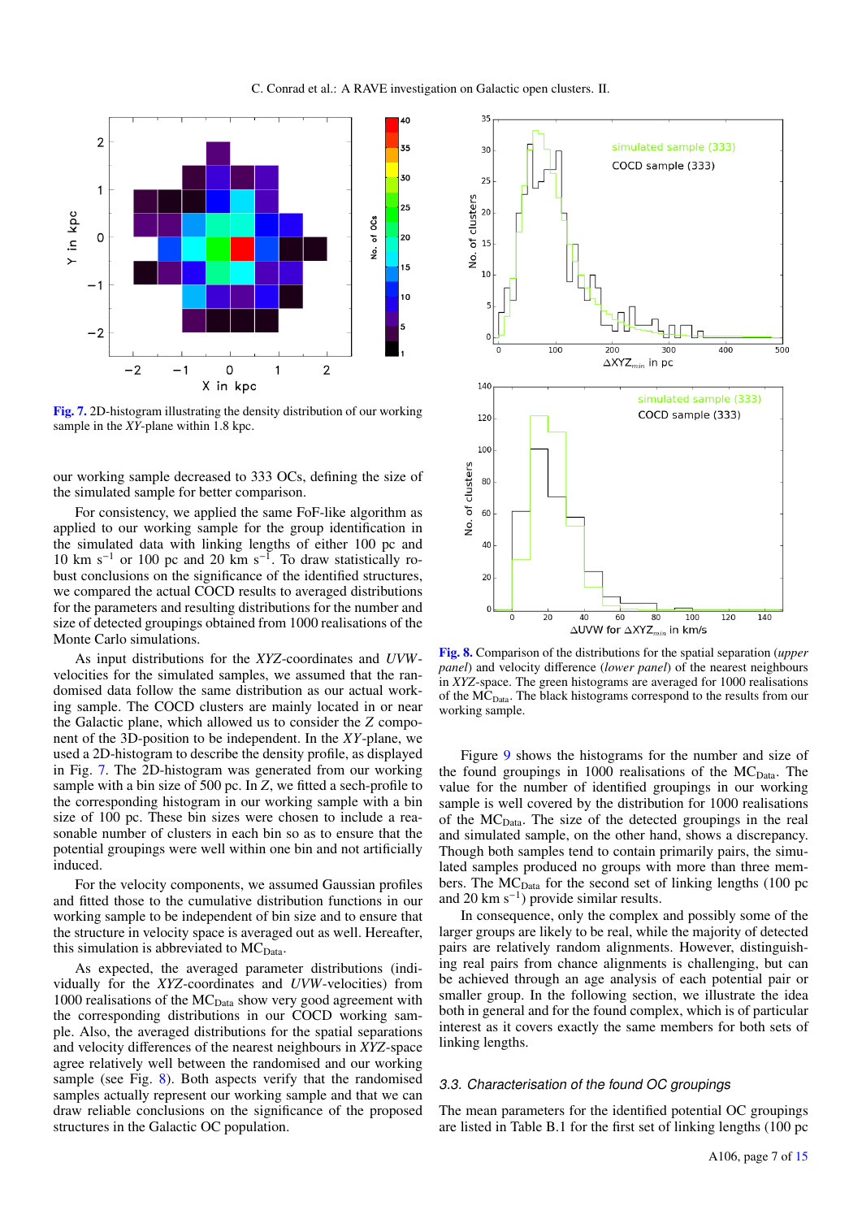Fig. 7. 2D-histogram illustrating the density distribution of our working sample in the $XY$-plane within 1.8 kpc.

our working sample decreased to 333 OCs, defining the size of the simulated sample for better comparison.

For consistency, we applied the same FoF-like algorithm as applied to our working sample for the group identification in the simulated data with linking lengths of either 100 pc and 10 km s$^{-1}$ or 100 pc and 20 km s$^{-1}$. To draw statistically robust conclusions on the significance of the identified structures, we compared the actual COCD results to averaged distributions for the parameters and resulting distributions for the number and size of detected groupings obtained from 1000 realisations of the Monte Carlo simulations.

As input distributions for the $XYZ$-coordinates and $UVW$-velocities for the simulated samples, we assumed that the randomised data follow the same distribution as our actual working sample. The COCD clusters are mainly located in or near the Galactic plane, which allowed us to consider the $Z$ component of the 3D-position to be independent. In the $XY$-plane, we used a 2D-histogram to describe the density profile, as displayed in Fig. 7. The 2D-histogram was generated from our working sample with a bin size of 500 pc. In $Z$, we fitted a sech-profile to the corresponding histogram in our working sample with a bin size of 100 pc. These bin sizes were chosen to include a reasonable number of clusters in each bin so as to ensure that the potential groupings were well within one bin and not artificially induced.

For the velocity components, we assumed Gaussian profiles and fitted those to the cumulative distribution functions in our working sample to be independent of bin size and to ensure that the structure in velocity space is averaged out as well. Hereafter, this simulation is abbreviated to $\mathrm{MC_{Data}}$.

As expected, the averaged parameter distributions (individually for the $XYZ$-coordinates and $UVW$-velocities) from 1000 realisations of the $\mathrm{MC_{Data}}$ show very good agreement with the corresponding distributions in our COCD working sample. Also, the averaged distributions for the spatial separations and velocity differences of the nearest neighbours in $XYZ$-space agree relatively well between the randomised and our working sample (see Fig. 8). Both aspects verify that the randomised samples actually represent our working sample and that we can draw reliable conclusions on the significance of the proposed structures in the Galactic OC population.

Fig. 8. Comparison of the distributions for the spatial separation (*upper panel*) and velocity difference (*lower panel*) of the nearest neighbours in $XYZ$-space. The green histograms are averaged for 1000 realisations of the $\mathrm{MC_{Data}}$. The black histograms correspond to the results from our working sample.

Figure 9 shows the histograms for the number and size of the found groupings in 1000 realisations of the $\mathrm{MC_{Data}}$. The value for the number of identified groupings in our working sample is well covered by the distribution for 1000 realisations of the $\mathrm{MC_{Data}}$. The size of the detected groupings in the real and simulated sample, on the other hand, shows a discrepancy. Though both samples tend to contain primarily pairs, the simulated samples produced no groups with more than three members. The $\mathrm{MC_{Data}}$ for the second set of linking lengths (100 pc and 20 km s$^{-1}$) provide similar results.

In consequence, only the complex and possibly some of the larger groups are likely to be real, while the majority of detected pairs are relatively random alignments. However, distinguishing real pairs from chance alignments is challenging, but can be achieved through an age analysis of each potential pair or smaller group. In the following section, we illustrate the idea both in general and for the found complex, which is of particular interest as it covers exactly the same members for both sets of linking lengths.

### 3.3. Characterisation of the found OC groupings

The mean parameters for the identified potential OC groupings are listed in Table B.1 for the first set of linking lengths (100 pc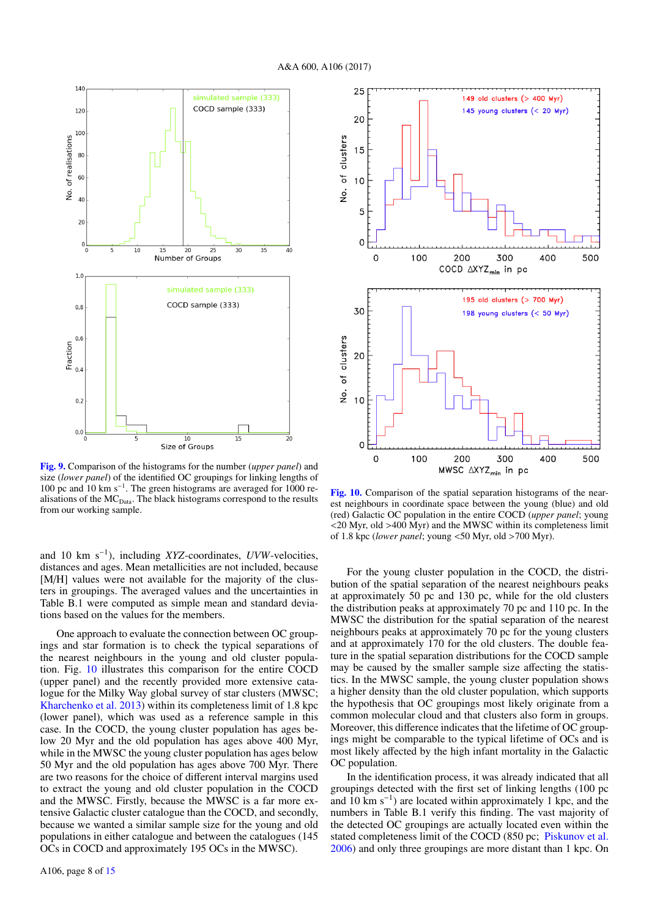Fig. 9. Comparison of the histograms for the number (*upper panel*) and size (*lower panel*) of the identified OC groupings for linking lengths of 100 pc and 10 km $s^{-1}$. The green histograms are averaged for 1000 realisations of the $MC_{Data}$. The black histograms correspond to the results from our working sample.

Fig. 10. Comparison of the spatial separation histograms of the nearest neighbours in coordinate space between the young (blue) and old (red) Galactic OC population in the entire COCD (*upper panel*; young <20 Myr, old >400 Myr) and the MWSC within its completeness limit of 1.8 kpc (*lower panel*; young <50 Myr, old >700 Myr).

and 10 km $s^{-1}$), including *XYZ*-coordinates, *UVW*-velocities, distances and ages. Mean metallicities are not included, because [M/H] values were not available for the majority of the clusters in groupings. The averaged values and the uncertainties in Table B.1 were computed as simple mean and standard deviations based on the values for the members.

One approach to evaluate the connection between OC groupings and star formation is to check the typical separations of the nearest neighbours in the young and old cluster population. Fig. 10 illustrates this comparison for the entire COCD (upper panel) and the recently provided more extensive catalogue for the Milky Way global survey of star clusters (MWSC; Kharchenko et al. 2013) within its completeness limit of 1.8 kpc (lower panel), which was used as a reference sample in this case. In the COCD, the young cluster population has ages below 20 Myr and the old population has ages above 400 Myr, while in the MWSC the young cluster population has ages below 50 Myr and the old population has ages above 700 Myr. There are two reasons for the choice of different interval margins used to extract the young and old cluster population in the COCD and the MWSC. Firstly, because the MWSC is a far more extensive Galactic cluster catalogue than the COCD, and secondly, because we wanted a similar sample size for the young and old populations in either catalogue and between the catalogues (145 OCs in COCD and approximately 195 OCs in the MWSC).

For the young cluster population in the COCD, the distribution of the spatial separation of the nearest neighbours peaks at approximately 50 pc and 130 pc, while for the old clusters the distribution peaks at approximately 70 pc and 110 pc. In the MWSC the distribution for the spatial separation of the nearest neighbours peaks at approximately 70 pc for the young clusters and at approximately 170 for the old clusters. The double feature in the spatial separation distributions for the COCD sample may be caused by the smaller sample size affecting the statistics. In the MWSC sample, the young cluster population shows a higher density than the old cluster population, which supports the hypothesis that OC groupings most likely originate from a common molecular cloud and that clusters also form in groups. Moreover, this difference indicates that the lifetime of OC groupings might be comparable to the typical lifetime of OCs and is most likely affected by the high infant mortality in the Galactic OC population.

In the identification process, it was already indicated that all groupings detected with the first set of linking lengths (100 pc and 10 km $s^{-1}$) are located within approximately 1 kpc, and the numbers in Table B.1 verify this finding. The vast majority of the detected OC groupings are actually located even within the stated completeness limit of the COCD (850 pc; Piskunov et al. 2006) and only three groupings are more distant than 1 kpc. On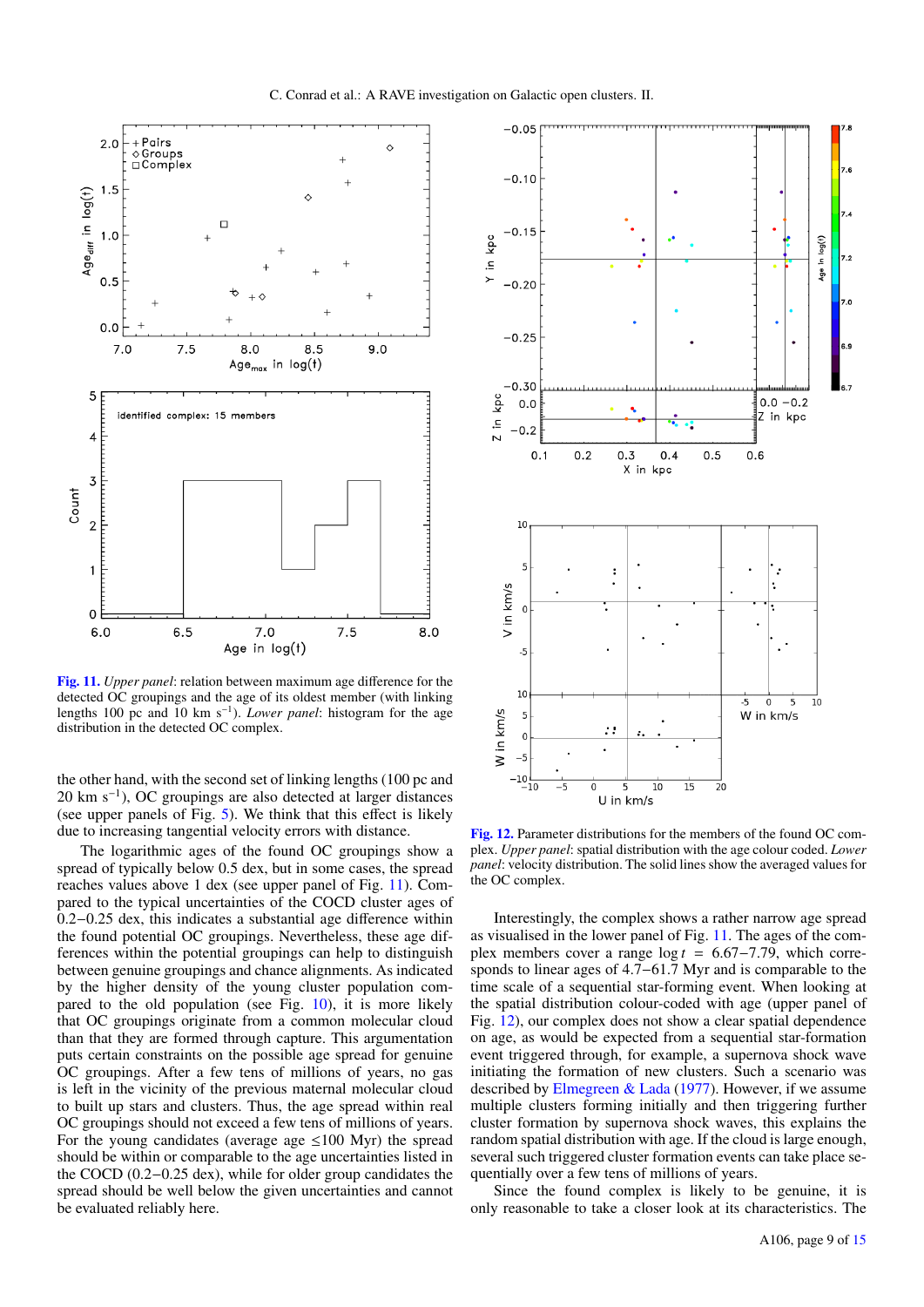**Fig. 11.** *Upper panel*: relation between maximum age difference for the detected OC groupings and the age of its oldest member (with linking lengths 100 pc and 10 km s$^{-1}$). *Lower panel*: histogram for the age distribution in the detected OC complex.

the other hand, with the second set of linking lengths (100 pc and 20 km s$^{-1}$), OC groupings are also detected at larger distances (see upper panels of Fig. 5). We think that this effect is likely due to increasing tangential velocity errors with distance.

The logarithmic ages of the found OC groupings show a spread of typically below 0.5 dex, but in some cases, the spread reaches values above 1 dex (see upper panel of Fig. 11). Compared to the typical uncertainties of the COCD cluster ages of 0.2−0.25 dex, this indicates a substantial age difference within the found potential OC groupings. Nevertheless, these age differences within the potential groupings can help to distinguish between genuine groupings and chance alignments. As indicated by the higher density of the young cluster population compared to the old population (see Fig. 10), it is more likely that OC groupings originate from a common molecular cloud than that they are formed through capture. This argumentation puts certain constraints on the possible age spread for genuine OC groupings. After a few tens of millions of years, no gas is left in the vicinity of the previous maternal molecular cloud to built up stars and clusters. Thus, the age spread within real OC groupings should not exceed a few tens of millions of years. For the young candidates (average age ≤100 Myr) the spread should be within or comparable to the age uncertainties listed in the COCD (0.2−0.25 dex), while for older candidates the spread should be well below the given uncertainties and cannot be evaluated reliably here.

**Fig. 12.** Parameter distributions for the members of the found OC complex. *Upper panel*: spatial distribution with the age colour coded. *Lower panel*: velocity distribution. The solid lines show the averaged values for the OC complex.

Interestingly, the complex shows a rather narrow age spread as visualised in the lower panel of Fig. 11. The ages of the complex members cover a range $\log t = 6.67-7.79$, which corresponds to linear ages of 4.7−61.7 Myr and is comparable to the time scale of a sequential star-forming event. When looking at the spatial distribution colour-coded with age (upper panel of Fig. 12), our complex does not show a clear spatial dependence on age, as would be expected from a sequential star-formation event triggered through, for example, a supernova shock wave initiating the formation of new clusters. Such a scenario was described by Elmegreen & Lada (1977). However, if we assume multiple clusters forming initially and then triggering further cluster formation by supernova shock waves, this explains the random spatial distribution with age. If the cloud is large enough, several such triggered cluster formation events can take place sequentially over a few tens of millions of years.

Since the found complex is likely to be genuine, it is only reasonable to take a closer look at its characteristics. The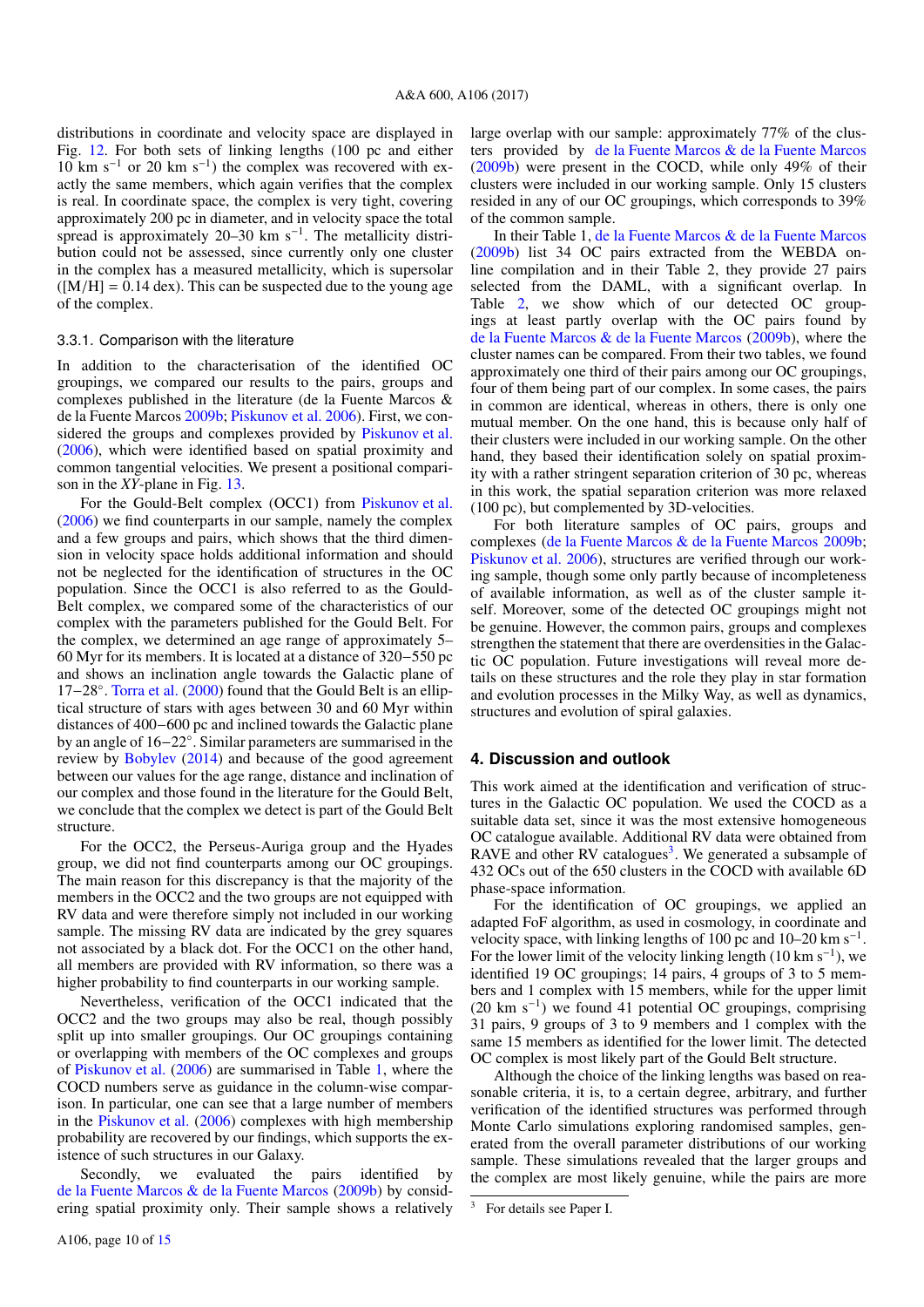distributions in coordinate and velocity space are displayed in Fig. 12. For both sets of linking lengths (100 pc and either 10 km s$^{-1}$ or 20 km s$^{-1}$) the complex was recovered with exactly the same members, which again verifies that the complex is real. In coordinate space, the complex is very tight, covering approximately 200 pc in diameter, and in velocity space the total spread is approximately 20–30 km s$^{-1}$. The metallicity distribution could not be assessed, since currently only one cluster in the complex has a measured metallicity, which is supersolar ([M/H] = 0.14 dex). This can be suspected due to the young age of the complex.

#### 3.3.1. Comparison with the literature

In addition to the characterisation of the identified OC groupings, we compared our results to the pairs, groups and complexes published in the literature (de la Fuente Marcos & de la Fuente Marcos 2009b; Piskunov et al. 2006). First, we considered the groups and complexes provided by Piskunov et al. (2006), which were identified based on spatial proximity and common tangential velocities. We present a positional comparison in the *XY*-plane in Fig. 13.

For the Gould-Belt complex (OCC1) from Piskunov et al. (2006) we find counterparts in our sample, namely the complex and a few groups and pairs, which shows that the third dimension in velocity space holds additional information and should not be neglected for the identification of structures in the OC population. Since the OCC1 is also referred to as the Gould-Belt complex, we compared some of the characteristics of our complex with the parameters published for the Gould Belt. For the complex, we determined an age range of approximately 5–60 Myr for its members. It is located at a distance of 320−550 pc and shows an inclination angle towards the Galactic plane of 17−28°. Torra et al. (2000) found that the Gould Belt is an elliptical structure of stars with ages between 30 and 60 Myr within distances of 400−600 pc and inclined towards the Galactic plane by an angle of 16−22°. Similar parameters are summarised in the review by Bobylev (2014) and because of the good agreement between our values for the age range, distance and inclination of our complex and those found in the literature for the Gould Belt, we conclude that the complex we detect is part of the Gould Belt structure.

For the OCC2, the Perseus-Auriga group and the Hyades group, we did not find counterparts among our OC groupings. The main reason for this discrepancy is that the majority of the members in the OCC2 and the two groups are not equipped with RV data and were therefore simply not included in our working sample. The missing RV data are indicated by the grey squares not associated by a black dot. For the OCC1 on the other hand, all members are provided with RV information, so there was a higher probability to find counterparts in our working sample.

Nevertheless, verification of the OCC1 indicated that the OCC2 and the two groups may also be real, though possibly split up into smaller groupings. Our OC groupings containing or overlapping with members of the OC complexes and groups of Piskunov et al. (2006) are summarised in Table 1, where the COCD numbers serve as guidance in the column-wise comparison. In particular, one can see that a large number of members in the Piskunov et al. (2006) complexes with high membership probability are recovered by our findings, which supports the existence of such structures in our Galaxy.

Secondly, we evaluated the pairs identified by de la Fuente Marcos & de la Fuente Marcos (2009b) by considering spatial proximity only. Their sample shows a relatively large overlap with our sample: approximately 77% of the clusters provided by de la Fuente Marcos & de la Fuente Marcos (2009b) were present in the COCD, while only 49% of their clusters were included in our working sample. Only 15 clusters resided in any of our OC groupings, which corresponds to 39% of the common sample.

In their Table 1, de la Fuente Marcos & de la Fuente Marcos (2009b) list 34 OC pairs extracted from the WEBDA online compilation and in their Table 2, they provide 27 pairs selected from the DAML, with a significant overlap. In Table 2, we show which of our detected OC groupings at least partly overlap with the OC pairs found by de la Fuente Marcos & de la Fuente Marcos (2009b), where the cluster names can be compared. From their two tables, we found approximately one third of their pairs among our OC groupings, four of them being part of our complex. In some cases, the pairs in common are identical, whereas in others, there is only one mutual member. On the one hand, this is because only half of their clusters were included in our working sample. On the other hand, they based their identification solely on spatial proximity with a rather stringent separation criterion of 30 pc, whereas in this work, the spatial separation criterion was more relaxed (100 pc), but complemented by 3D-velocities.

For both literature samples of OC pairs, groups and complexes (de la Fuente Marcos & de la Fuente Marcos 2009b; Piskunov et al. 2006), structures are verified through our working sample, though some only partly because of incompleteness of available information, as well as of the cluster sample itself. Moreover, some of the detected OC groupings might not be genuine. However, the common pairs, groups and complexes strengthen the statement that there are overdensities in the Galactic OC population. Future investigations will reveal more details on these structures and the role they play in star formation and evolution processes in the Milky Way, as well as dynamics, structures and evolution of spiral galaxies.

## 4. Discussion and outlook

This work aimed at the identification and verification of structures in the Galactic OC population. We used the COCD as a suitable data set, since it was the most extensive homogeneous OC catalogue available. Additional RV data were obtained from RAVE and other RV catalogues[3]. We generated a subsample of 432 OCs out of the 650 clusters in the COCD with available 6D phase-space information.

For the identification of OC groupings, we applied an adapted FoF algorithm, as used in cosmology, in coordinate and velocity space, with linking lengths of 100 pc and 10–20 km s$^{-1}$. For the lower limit of the velocity linking length (10 km s$^{-1}$), we identified 19 OC groupings; 14 pairs, 4 groups of 3 to 5 members and 1 complex with 15 members, while for the upper limit (20 km s$^{-1}$) we found 41 potential OC groupings, comprising 31 pairs, 9 groups of 3 to 9 members and 1 complex with the same 15 members as identified for the lower limit. The detected OC complex is most likely part of the Gould Belt structure.

Although the choice of the linking lengths was based on reasonable criteria, it is, to a certain degree, arbitrary, and further verification of the identified structures was performed through Monte Carlo simulations exploring randomised samples, generated from the overall parameter distributions of our working sample. These simulations revealed that the larger groups and the complex are most likely genuine, while the pairs are more

[3] For details see Paper I.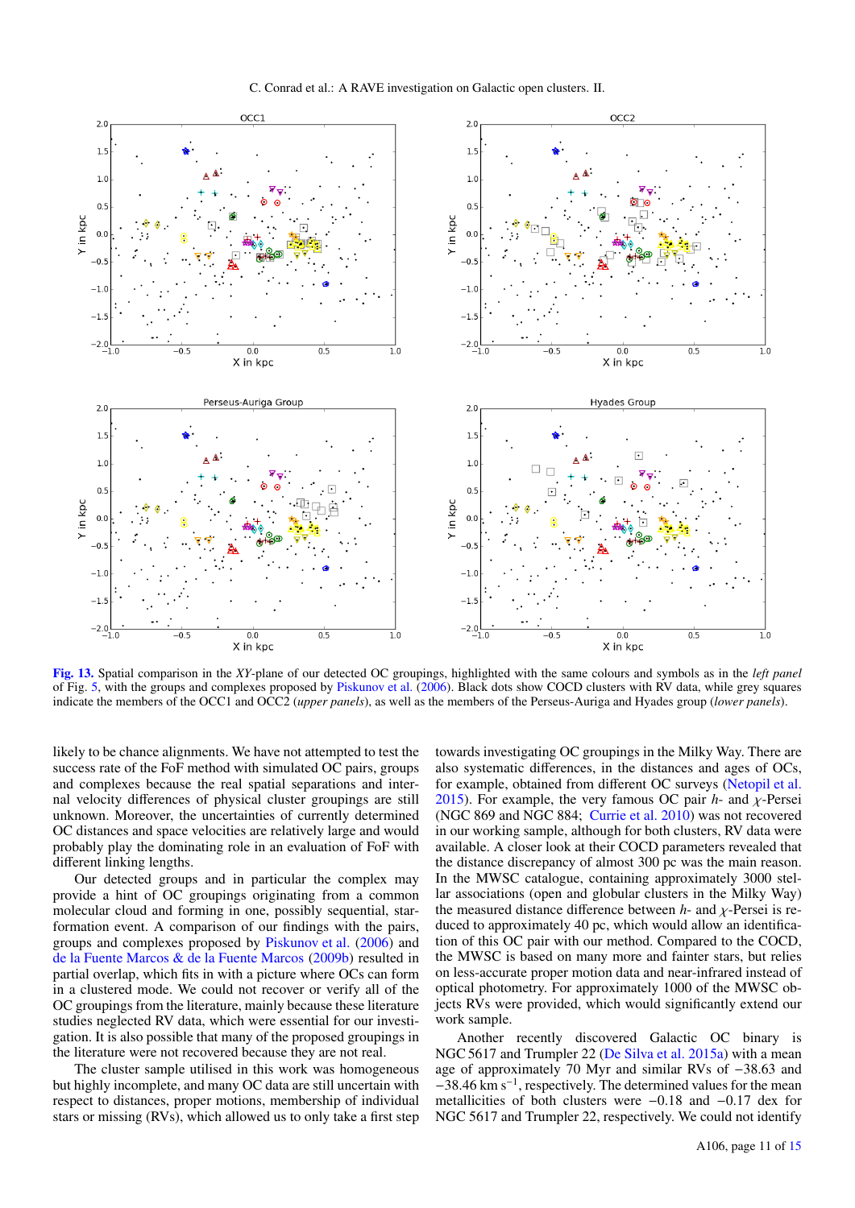**Fig. 13.** Spatial comparison in the *XY*-plane of our detected OC groupings, highlighted with the same colours and symbols as in the *left panel* of Fig. 5, with the groups and complexes proposed by Piskunov et al. (2006). Black dots show COCD clusters with RV data, while grey squares indicate the members of the OCC1 and OCC2 (*upper panels*), as well as the members of the Perseus-Auriga and Hyades group (*lower panels*).

likely to be chance alignments. We have not attempted to test the success rate of the FoF method with simulated OC pairs, groups and complexes because the real spatial separations and internal velocity differences of physical cluster groupings are still unknown. Moreover, the uncertainties of currently determined OC distances and space velocities are relatively large and would probably play the dominating role in an evaluation of FoF with different linking lengths.

Our detected groups and in particular the complex may provide a hint of OC groupings originating from a common molecular cloud and forming in one, possibly sequential, star-formation event. A comparison of our findings with the pairs, groups and complexes proposed by Piskunov et al. (2006) and de la Fuente Marcos & de la Fuente Marcos (2009b) resulted in partial overlap, which fits in with a picture where OCs can form in a clustered mode. We could not recover or verify all of the OC groupings from the literature, mainly because these literature studies neglected RV data, which were essential for our investigation. It is also possible that many of the proposed groupings in the literature were not recovered because they are not real.

The cluster sample utilised in this work was homogeneous but highly incomplete, and many OC data are still uncertain with respect to distances, proper motions, membership of individual stars or missing (RVs), which allowed us to only take a first step towards investigating OC groupings in the Milky Way. There are also systematic differences, in the distances and ages of OCs, for example, obtained from different OC surveys (Netopil et al. 2015). For example, the very famous OC pair $h$- and $\chi$-Persei (NGC 869 and NGC 884; Currie et al. 2010) was not recovered in our working sample, although for both clusters, RV data were available. A closer look at their COCD parameters revealed that the distance discrepancy of almost 300 pc was the main reason. In the MWSC catalogue, containing approximately 3000 stellar associations (open and globular clusters in the Milky Way) the measured distance difference between $h$- and $\chi$-Persei is reduced to approximately 40 pc, which would allow an identification of this OC pair with our method. Compared to the COCD, the MWSC is based on many more and fainter stars, but relies on less-accurate proper motion data and near-infrared instead of optical photometry. For approximately 1000 of the MWSC objects RVs were provided, which would significantly extend our work sample.

Another recently discovered Galactic OC binary is NGC 5617 and Trumpler 22 (De Silva et al. 2015a) with a mean age of approximately 70 Myr and similar RVs of $-38.63$ and $-38.46$ km s$^{-1}$, respectively. The determined values for the mean metallicities of both clusters were $-0.18$ and $-0.17$ dex for NGC 5617 and Trumpler 22, respectively. We could not identify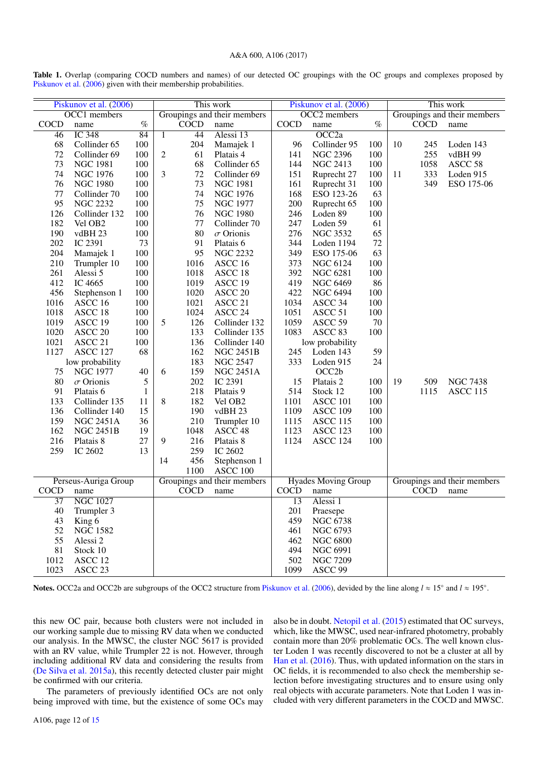**Table 1.** Overlap (comparing COCD numbers and names) of our detected OC groupings with the OC groups and complexes proposed by Piskunov et al. (2006) given with their membership probabilities.

| Piskunov et al. (2006) | | | This work | | | Piskunov et al. (2006) | | | This work | | |
|---|---|---|---|---|---|---|---|---|---|---|---|
| OCC1 members | | | Groupings and their members | | | OCC2 members | | | Groupings and their members | | |
| COCD | name | % | | COCD | name | COCD | name | % | | COCD | name |
| 46 | IC 348 | 84 | 1 | 44 | Alessi 13 | | OCC2a | | | | |
| 68 | Collinder 65 | 100 | | 204 | Mamajek 1 | 96 | Collinder 95 | 100 | 10 | 245 | Loden 143 |
| 72 | Collinder 69 | 100 | 2 | 61 | Platais 4 | 141 | NGC 2396 | 100 | | 255 | vdBH 99 |
| 73 | NGC 1981 | 100 | | 68 | Collinder 65 | 144 | NGC 2413 | 100 | | 1058 | ASCC 58 |
| 74 | NGC 1976 | 100 | 3 | 72 | Collinder 69 | 151 | Ruprecht 27 | 100 | 11 | 333 | Loden 915 |
| 76 | NGC 1980 | 100 | | 73 | NGC 1981 | 161 | Ruprecht 31 | 100 | | 349 | ESO 175-06 |
| 77 | Collinder 70 | 100 | | 74 | NGC 1976 | 168 | ESO 123-26 | 63 | | | |
| 95 | NGC 2232 | 100 | | 75 | NGC 1977 | 200 | Ruprecht 65 | 100 | | | |
| 126 | Collinder 132 | 100 | | 76 | NGC 1980 | 246 | Loden 89 | 100 | | | |
| 182 | Vel OB2 | 100 | | 77 | Collinder 70 | 247 | Loden 59 | 61 | | | |
| 190 | vdBH 23 | 100 | | 80 | $\sigma$ Orionis | 276 | NGC 3532 | 65 | | | |
| 202 | IC 2391 | 73 | | 91 | Platais 6 | 344 | Loden 1194 | 72 | | | |
| 204 | Mamajek 1 | 100 | | 95 | NGC 2232 | 349 | ESO 175-06 | 63 | | | |
| 210 | Trumpler 10 | 100 | | 1016 | ASCC 16 | 373 | NGC 6124 | 100 | | | |
| 261 | Alessi 5 | 100 | | 1018 | ASCC 18 | 392 | NGC 6281 | 100 | | | |
| 412 | IC 4665 | 100 | | 1019 | ASCC 19 | 419 | NGC 6469 | 86 | | | |
| 456 | Stephenson 1 | 100 | | 1020 | ASCC 20 | 422 | NGC 6494 | 100 | | | |
| 1016 | ASCC 16 | 100 | | 1021 | ASCC 21 | 1034 | ASCC 34 | 100 | | | |
| 1018 | ASCC 18 | 100 | | 1024 | ASCC 24 | 1051 | ASCC 51 | 100 | | | |
| 1019 | ASCC 19 | 100 | 5 | 126 | Collinder 132 | 1059 | ASCC 59 | 70 | | | |
| 1020 | ASCC 20 | 100 | | 133 | Collinder 135 | 1083 | ASCC 83 | 100 | | | |
| 1021 | ASCC 21 | 100 | | 136 | Collinder 140 | | low probability | | | | |
| 1127 | ASCC 127 | 68 | | 162 | NGC 2451B | 245 | Loden 143 | 59 | | | |
| | low probability | | | 183 | NGC 2547 | 333 | Loden 915 | 24 | | | |
| 75 | NGC 1977 | 40 | 6 | 159 | NGC 2451A | | OCC2b | | | | |
| 80 | $\sigma$ Orionis | 5 | | 202 | IC 2391 | 15 | Platais 2 | 100 | 19 | 509 | NGC 7438 |
| 91 | Platais 6 | 1 | | 218 | Platais 9 | 514 | Stock 12 | 100 | | 1115 | ASCC 115 |
| 133 | Collinder 135 | 11 | 8 | 182 | Vel OB2 | 1101 | ASCC 101 | 100 | | | |
| 136 | Collinder 140 | 15 | | 190 | vdBH 23 | 1109 | ASCC 109 | 100 | | | |
| 159 | NGC 2451A | 36 | | 210 | Trumpler 10 | 1115 | ASCC 115 | 100 | | | |
| 162 | NGC 2451B | 19 | | 1048 | ASCC 48 | 1123 | ASCC 123 | 100 | | | |
| 216 | Platais 8 | 27 | 9 | 216 | Platais 8 | 1124 | ASCC 124 | 100 | | | |
| 259 | IC 2602 | 13 | | 259 | IC 2602 | | | | | | |
| | | | 14 | 456 | Stephenson 1 | | | | | | |
| | | | | 1100 | ASCC 100 | | | | | | |
| Perseus-Auriga Group | | | Groupings and their members | | | Hyades Moving Group | | | Groupings and their members | | |
| COCD | name | | | COCD | name | COCD | name | | | COCD | name |
| 37 | NGC 1027 | | | | | 13 | Alessi 1 | | | | |
| 40 | Trumpler 3 | | | | | 201 | Praesepe | | | | |
| 43 | King 6 | | | | | 459 | NGC 6738 | | | | |
| 52 | NGC 1582 | | | | | 461 | NGC 6793 | | | | |
| 55 | Alessi 2 | | | | | 462 | NGC 6800 | | | | |
| 81 | Stock 10 | | | | | 494 | NGC 6991 | | | | |
| 1012 | ASCC 12 | | | | | 502 | NGC 7209 | | | | |
| 1023 | ASCC 23 | | | | | 1099 | ASCC 99 | | | | |

**Notes.** OCC2a and OCC2b are subgroups of the OCC2 structure from Piskunov et al. (2006), devided by the line along $l \approx 15°$ and $l \approx 195°$.

this new OC pair, because both clusters were not included in our working sample due to missing RV data when we conducted our analysis. In the MWSC, the cluster NGC 5617 is provided with an RV value, while Trumpler 22 is not. However, through including additional RV data and considering the results from (De Silva et al. 2015a), this recently detected cluster pair might be confirmed with our criteria.

The parameters of previously identified OCs are not only being improved with time, but the existence of some OCs may also be in doubt. Netopil et al. (2015) estimated that OC surveys, which, like the MWSC, used near-infrared photometry, probably contain more than 20% problematic OCs. The well known cluster Loden 1 was recently discovered to not be a cluster at all by Han et al. (2016). Thus, with updated information on the stars in OC fields, it is recommended to also check the membership selection before investigating structures and to ensure using only real objects with accurate parameters. Note that Loden 1 was included with very different parameters in the COCD and MWSC.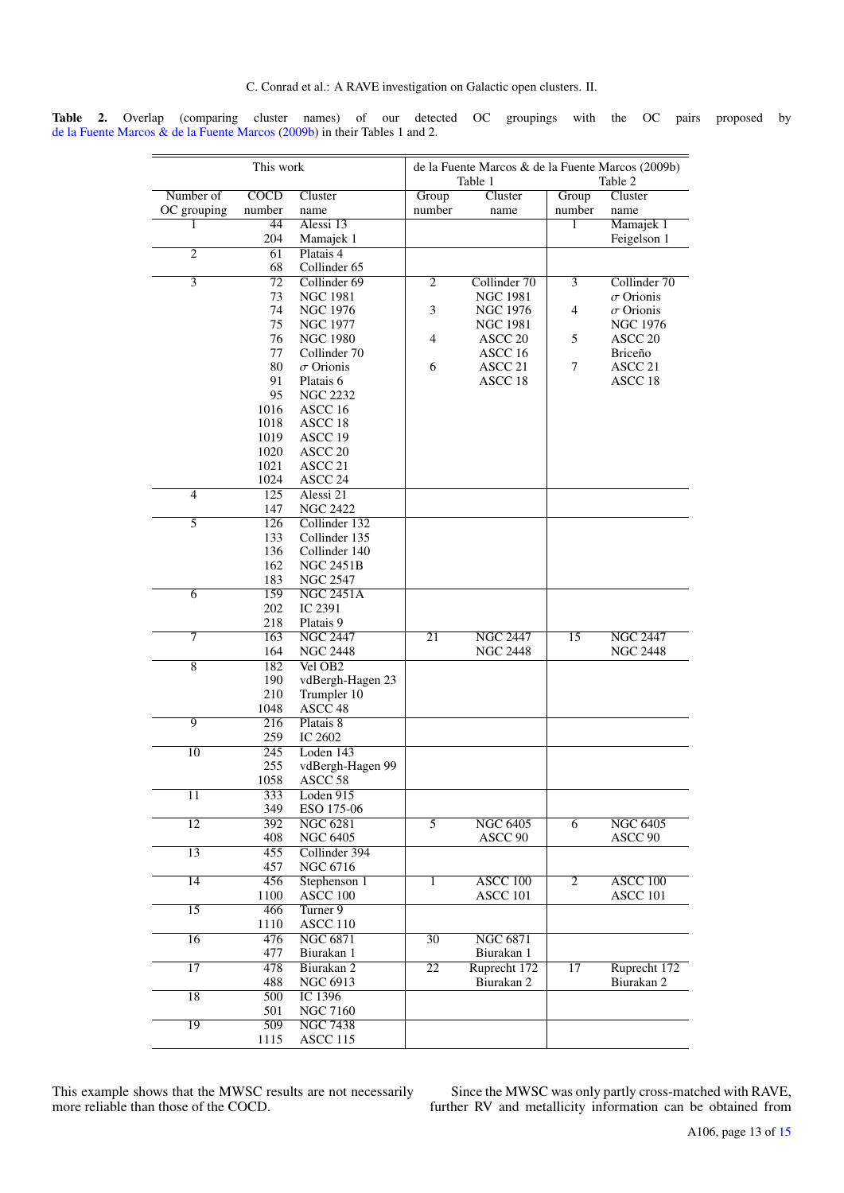**Table 2.** Overlap (comparing cluster names) of our detected OC groupings with the OC pairs proposed by de la Fuente Marcos & de la Fuente Marcos (2009b) in their Tables 1 and 2.

| This work | | | de la Fuente Marcos & de la Fuente Marcos (2009b) Table 1 | | Table 2 | |
|---|---|---|---|---|---|---|
| Number of OC grouping | COCD number | Cluster name | Group number | Cluster name | Group number | Cluster name |
| 1 | 44 | Alessi 13 | | | 1 | Mamajek 1 |
| | 204 | Mamajek 1 | | | | Feigelson 1 |
| 2 | 61 | Platais 4 | | | | |
| | 68 | Collinder 65 | | | | |
| 3 | 72 | Collinder 69 | 2 | Collinder 70 | 3 | Collinder 70 |
| | 73 | NGC 1981 | | NGC 1981 | | $\sigma$ Orionis |
| | 74 | NGC 1976 | 3 | NGC 1976 | 4 | $\sigma$ Orionis |
| | 75 | NGC 1977 | | NGC 1981 | | NGC 1976 |
| | 76 | NGC 1980 | 4 | ASCC 20 | 5 | ASCC 20 |
| | 77 | Collinder 70 | | ASCC 16 | | Briceño |
| | 80 | $\sigma$ Orionis | 6 | ASCC 21 | 7 | ASCC 21 |
| | 91 | Platais 6 | | ASCC 18 | | ASCC 18 |
| | 95 | NGC 2232 | | | | |
| | 1016 | ASCC 16 | | | | |
| | 1018 | ASCC 18 | | | | |
| | 1019 | ASCC 19 | | | | |
| | 1020 | ASCC 20 | | | | |
| | 1021 | ASCC 21 | | | | |
| | 1024 | ASCC 24 | | | | |
| 4 | 125 | Alessi 21 | | | | |
| | 147 | NGC 2422 | | | | |
| 5 | 126 | Collinder 132 | | | | |
| | 133 | Collinder 135 | | | | |
| | 136 | Collinder 140 | | | | |
| | 162 | NGC 2451B | | | | |
| | 183 | NGC 2547 | | | | |
| 6 | 159 | NGC 2451A | | | | |
| | 202 | IC 2391 | | | | |
| | 218 | Platais 9 | | | | |
| 7 | 163 | NGC 2447 | 21 | NGC 2447 | 15 | NGC 2447 |
| | 164 | NGC 2448 | | NGC 2448 | | NGC 2448 |
| 8 | 182 | Vel OB2 | | | | |
| | 190 | vdBergh-Hagen 23 | | | | |
| | 210 | Trumpler 10 | | | | |
| | 1048 | ASCC 48 | | | | |
| 9 | 216 | Platais 8 | | | | |
| | 259 | IC 2602 | | | | |
| 10 | 245 | Loden 143 | | | | |
| | 255 | vdBergh-Hagen 99 | | | | |
| | 1058 | ASCC 58 | | | | |
| 11 | 333 | Loden 915 | | | | |
| | 349 | ESO 175-06 | | | | |
| 12 | 392 | NGC 6281 | 5 | NGC 6405 | 6 | NGC 6405 |
| | 408 | NGC 6405 | | ASCC 90 | | ASCC 90 |
| 13 | 455 | Collinder 394 | | | | |
| | 457 | NGC 6716 | | | | |
| 14 | 456 | Stephenson 1 | 1 | ASCC 100 | 2 | ASCC 100 |
| | 1100 | ASCC 100 | | ASCC 101 | | ASCC 101 |
| 15 | 466 | Turner 9 | | | | |
| | 1110 | ASCC 110 | | | | |
| 16 | 476 | NGC 6871 | 30 | NGC 6871 | | |
| | 477 | Biurakan 1 | | Biurakan 1 | | |
| 17 | 478 | Biurakan 2 | 22 | Ruprecht 172 | 17 | Ruprecht 172 |
| | 488 | NGC 6913 | | Biurakan 2 | | Biurakan 2 |
| 18 | 500 | IC 1396 | | | | |
| | 501 | NGC 7160 | | | | |
| 19 | 509 | NGC 7438 | | | | |
| | 1115 | ASCC 115 | | | | |

This example shows that the MWSC results are not necessarily more reliable than those of the COCD.

Since the MWSC was only partly cross-matched with RAVE, further RV and metallicity information can be obtained from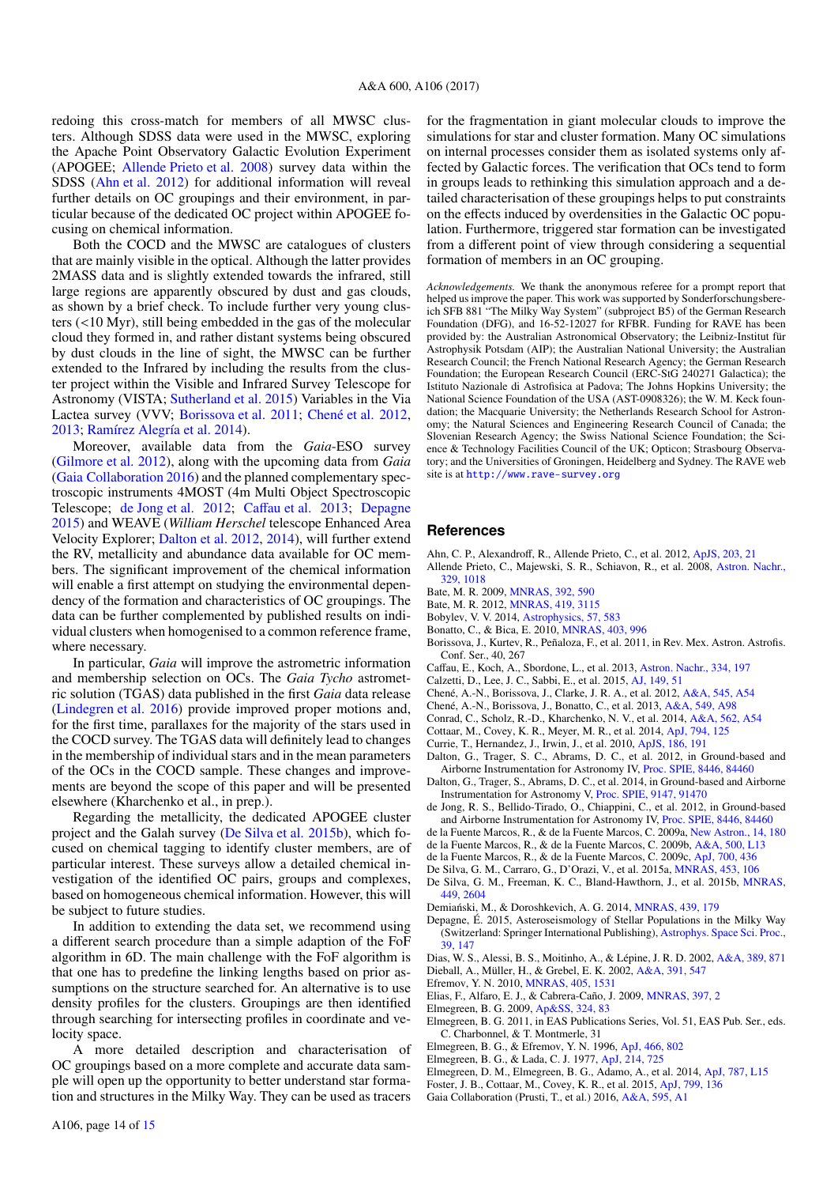redoing this cross-match for members of all MWSC clusters. Although SDSS data were used in the MWSC, exploring the Apache Point Observatory Galactic Evolution Experiment (APOGEE; Allende Prieto et al. 2008) survey data within the SDSS (Ahn et al. 2012) for additional information will reveal further details on OC groupings and their environment, in particular because of the dedicated OC project within APOGEE focusing on chemical information.

Both the COCD and the MWSC are catalogues of clusters that are mainly visible in the optical. Although the latter provides 2MASS data and is slightly extended towards the infrared, still large regions are apparently obscured by dust and gas clouds, as shown by a brief check. To include further very young clusters (<10 Myr), still being embedded in the gas of the molecular cloud they formed in, and rather distant systems being obscured by dust clouds in the line of sight, the MWSC can be further extended to the Infrared by including the results from the cluster project within the Visible and Infrared Survey Telescope for Astronomy (VISTA; Sutherland et al. 2015) Variables in the Via Lactea survey (VVV; Borissova et al. 2011; Chené et al. 2012, 2013; Ramírez Alegría et al. 2014).

Moreover, available data from the *Gaia*-ESO survey (Gilmore et al. 2012), along with the upcoming data from *Gaia* (Gaia Collaboration 2016) and the planned complementary spectroscopic instruments 4MOST (4m Multi Object Spectroscopic Telescope; de Jong et al. 2012; Caffau et al. 2013; Depagne 2015) and WEAVE (*William Herschel* telescope Enhanced Area Velocity Explorer; Dalton et al. 2012, 2014), will further extend the RV, metallicity and abundance data available for OC members. The significant improvement of the chemical information will enable a first attempt on studying the environmental dependency of the formation and characteristics of OC groupings. The data can be further complemented by published results on individual clusters when homogenised to a common reference frame, where necessary.

In particular, *Gaia* will improve the astrometric information and membership selection on OCs. The *Gaia Tycho* astrometric solution (TGAS) data published in the first *Gaia* data release (Lindegren et al. 2016) provide improved proper motions and, for the first time, parallaxes for the majority of the stars used in the COCD survey. The TGAS data will definitely lead to changes in the membership of individual stars and in the mean parameters of the OCs in the COCD sample. These changes and improvements are beyond the scope of this paper and will be presented elsewhere (Kharchenko et al., in prep.).

Regarding the metallicity, the dedicated APOGEE cluster project and the Galah survey (De Silva et al. 2015b), which focused on chemical tagging to identify cluster members, are of particular interest. These surveys allow a detailed chemical investigation of the identified OC pairs, groups and complexes, based on homogeneous chemical information. However, this will be subject to future studies.

In addition to extending the data set, we recommend using a different search procedure than a simple adaption of the FoF algorithm in 6D. The main challenge with the FoF algorithm is that one has to predefine the linking lengths based on prior assumptions on the structure searched for. An alternative is to use density profiles for the clusters. Groupings are then identified through searching for intersecting profiles in coordinate and velocity space.

A more detailed description and characterisation of OC groupings based on a more complete and accurate data sample will open up the opportunity to better understand star formation and structures in the Milky Way. They can be used as tracers for the fragmentation in giant molecular clouds to improve the simulations for star and cluster formation. Many OC simulations on internal processes consider them as isolated systems only affected by Galactic forces. The verification that OCs tend to form in groups leads to rethinking this simulation approach and a detailed characterisation of these groupings helps to put constraints on the effects induced by overdensities in the Galactic OC population. Furthermore, triggered star formation can be investigated from a different point of view through considering a sequential formation of members in an OC grouping.

*Acknowledgements.* We thank the anonymous referee for a prompt report that helped us improve the paper. This work was supported by Sonderforschungsbereich SFB 881 "The Milky Way System" (subproject B5) of the German Research Foundation (DFG), and 16-52-12027 for RFBR. Funding for RAVE has been provided by: the Australian Astronomical Observatory; the Leibniz-Institut für Astrophysik Potsdam (AIP); the Australian National University; the Australian Research Council; the French National Research Agency; the German Research Foundation; the European Research Council (ERC-StG 240271 Galactica); the Istituto Nazionale di Astrofisica at Padova; The Johns Hopkins University; the National Science Foundation of the USA (AST-0908326); the W. M. Keck foundation; the Macquarie University; the Netherlands Research School for Astronomy; the Natural Sciences and Engineering Research Council of Canada; the Slovenian Research Agency; the Swiss National Science Foundation; the Science & Technology Facilities Council of the UK; Opticon; Strasbourg Observatory; and the Universities of Groningen, Heidelberg and Sydney. The RAVE web site is at `http://www.rave-survey.org`

## References

Ahn, C. P., Alexandroff, R., Allende Prieto, C., et al. 2012, ApJS, 203, 21
Allende Prieto, C., Majewski, S. R., Schiavon, R., et al. 2008, Astron. Nachr., 329, 1018
Bate, M. R. 2009, MNRAS, 392, 590
Bate, M. R. 2012, MNRAS, 419, 3115
Bobylev, V. V. 2014, Astrophysics, 57, 583
Bonatto, C., & Bica, E. 2010, MNRAS, 403, 996
Borissova, J., Kurtev, R., Peñaloza, F., et al. 2011, in Rev. Mex. Astron. Astrofis. Conf. Ser., 40, 267
Caffau, E., Koch, A., Sbordone, L., et al. 2013, Astron. Nachr., 334, 197
Calzetti, D., Lee, J. C., Sabbi, E., et al. 2015, AJ, 149, 51
Chené, A.-N., Borissova, J., Clarke, J. R. A., et al. 2012, A&A, 545, A54
Chené, A.-N., Borissova, J., Bonatto, C., et al. 2013, A&A, 549, A98
Conrad, C., Scholz, R.-D., Kharchenko, N. V., et al. 2014, A&A, 562, A54
Cottaar, M., Covey, K. R., Meyer, M. R., et al. 2014, ApJ, 794, 125
Currie, T., Hernandez, J., Irwin, J., et al. 2010, ApJS, 186, 191
Dalton, G., Trager, S. C., Abrams, D. C., et al. 2012, in Ground-based and Airborne Instrumentation for Astronomy IV, Proc. SPIE, 8446, 84460
Dalton, G., Trager, S., Abrams, D. C., et al. 2014, in Ground-based and Airborne Instrumentation for Astronomy V, Proc. SPIE, 9147, 91470
de Jong, R. S., Bellido-Tirado, O., Chiappini, C., et al. 2012, in Ground-based and Airborne Instrumentation for Astronomy IV, Proc. SPIE, 8446, 84460
de la Fuente Marcos, R., & de la Fuente Marcos, C. 2009a, New Astron., 14, 180
de la Fuente Marcos, R., & de la Fuente Marcos, C. 2009b, A&A, 500, L13
de la Fuente Marcos, R., & de la Fuente Marcos, C. 2009c, ApJ, 700, 436
De Silva, G. M., Carraro, G., D'Orazi, V., et al. 2015a, MNRAS, 453, 106
De Silva, G. M., Freeman, K. C., Bland-Hawthorn, J., et al. 2015b, MNRAS, 449, 2604
Demiański, M., & Doroshkevich, A. G. 2014, MNRAS, 439, 179
Depagne, É. 2015, Asteroseismology of Stellar Populations in the Milky Way (Switzerland: Springer International Publishing), Astrophys. Space Sci. Proc., 39, 147
Dias, W. S., Alessi, B. S., Moitinho, A., & Lépine, J. R. D. 2002, A&A, 389, 871
Dieball, A., Müller, H., & Grebel, E. K. 2002, A&A, 391, 547
Efremov, Y. N. 2010, MNRAS, 405, 1531
Elias, F., Alfaro, E. J., & Cabrera-Caño, J. 2009, MNRAS, 397, 2
Elmegreen, B. G. 2009, Ap&SS, 324, 83
Elmegreen, B. G. 2011, in EAS Publications Series, Vol. 51, EAS Pub. Ser., eds. C. Charbonnel, & T. Montmerle, 31
Elmegreen, B. G., & Efremov, Y. N. 1996, ApJ, 466, 802
Elmegreen, B. G., & Lada, C. J. 1977, ApJ, 214, 725
Elmegreen, D. M., Elmegreen, B. G., Adamo, A., et al. 2014, ApJ, 787, L15
Foster, J. B., Cottaar, M., Covey, K. R., et al. 2015, ApJ, 799, 136
Gaia Collaboration (Prusti, T., et al.) 2016, A&A, 595, A1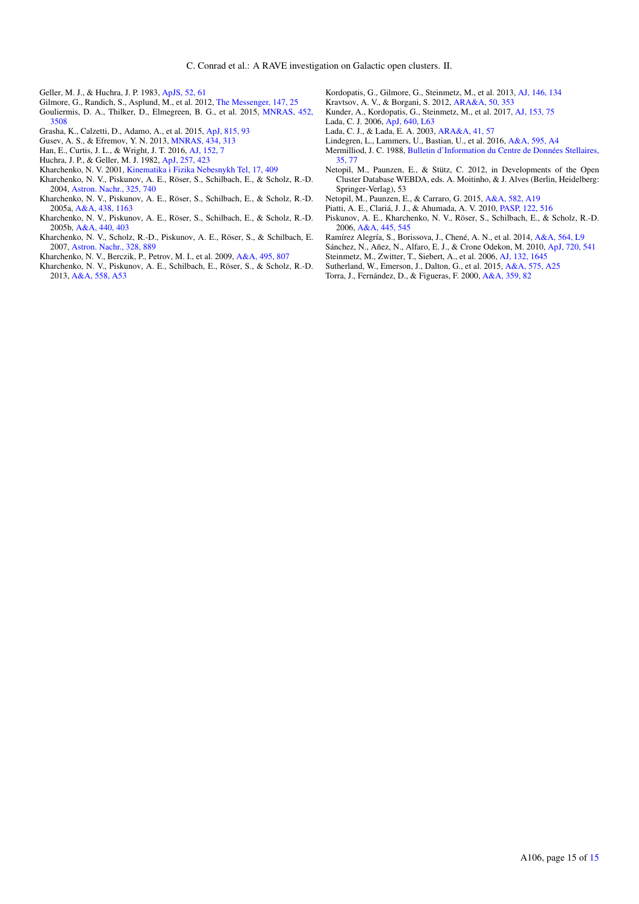Geller, M. J., & Huchra, J. P. 1983, ApJS, 52, 61

Gilmore, G., Randich, S., Asplund, M., et al. 2012, The Messenger, 147, 25

Gouliermis, D. A., Thilker, D., Elmegreen, B. G., et al. 2015, MNRAS, 452, 3508

Grasha, K., Calzetti, D., Adamo, A., et al. 2015, ApJ, 815, 93

Gusev, A. S., & Efremov, Y. N. 2013, MNRAS, 434, 313

Han, E., Curtis, J. L., & Wright, J. T. 2016, AJ, 152, 7

Huchra, J. P., & Geller, M. J. 1982, ApJ, 257, 423

Kharchenko, N. V. 2001, Kinematika i Fizika Nebesnykh Tel, 17, 409

Kharchenko, N. V., Piskunov, A. E., Röser, S., Schilbach, E., & Scholz, R.-D. 2004, Astron. Nachr., 325, 740

Kharchenko, N. V., Piskunov, A. E., Röser, S., Schilbach, E., & Scholz, R.-D. 2005a, A&A, 438, 1163

Kharchenko, N. V., Piskunov, A. E., Röser, S., Schilbach, E., & Scholz, R.-D. 2005b, A&A, 440, 403

Kharchenko, N. V., Scholz, R.-D., Piskunov, A. E., Röser, S., & Schilbach, E. 2007, Astron. Nachr., 328, 889

Kharchenko, N. V., Berczik, P., Petrov, M. I., et al. 2009, A&A, 495, 807

Kharchenko, N. V., Piskunov, A. E., Schilbach, E., Röser, S., & Scholz, R.-D. 2013, A&A, 558, A53

Kordopatis, G., Gilmore, G., Steinmetz, M., et al. 2013, AJ, 146, 134

Kravtsov, A. V., & Borgani, S. 2012, ARA&A, 50, 353

Kunder, A., Kordopatis, G., Steinmetz, M., et al. 2017, AJ, 153, 75

Lada, C. J. 2006, ApJ, 640, L63

Lada, C. J., & Lada, E. A. 2003, ARA&A, 41, 57

Lindegren, L., Lammers, U., Bastian, U., et al. 2016, A&A, 595, A4

Mermilliod, J. C. 1988, Bulletin d'Information du Centre de Données Stellaires, 35, 77

Netopil, M., Paunzen, E., & Stütz, C. 2012, in Developments of the Open Cluster Database WEBDA, eds. A. Moitinho, & J. Alves (Berlin, Heidelberg: Springer-Verlag), 53

Netopil, M., Paunzen, E., & Carraro, G. 2015, A&A, 582, A19

Piatti, A. E., Clariá, J. J., & Ahumada, A. V. 2010, PASP, 122, 516

Piskunov, A. E., Kharchenko, N. V., Röser, S., Schilbach, E., & Scholz, R.-D. 2006, A&A, 445, 545

Ramírez Alegría, S., Borissova, J., Chené, A. N., et al. 2014, A&A, 564, L9

Sánchez, N., Añez, N., Alfaro, E. J., & Crone Odekon, M. 2010, ApJ, 720, 541

Steinmetz, M., Zwitter, T., Siebert, A., et al. 2006, AJ, 132, 1645

Sutherland, W., Emerson, J., Dalton, G., et al. 2015, A&A, 575, A25

Torra, J., Fernández, D., & Figueras, F. 2000, A&A, 359, 82